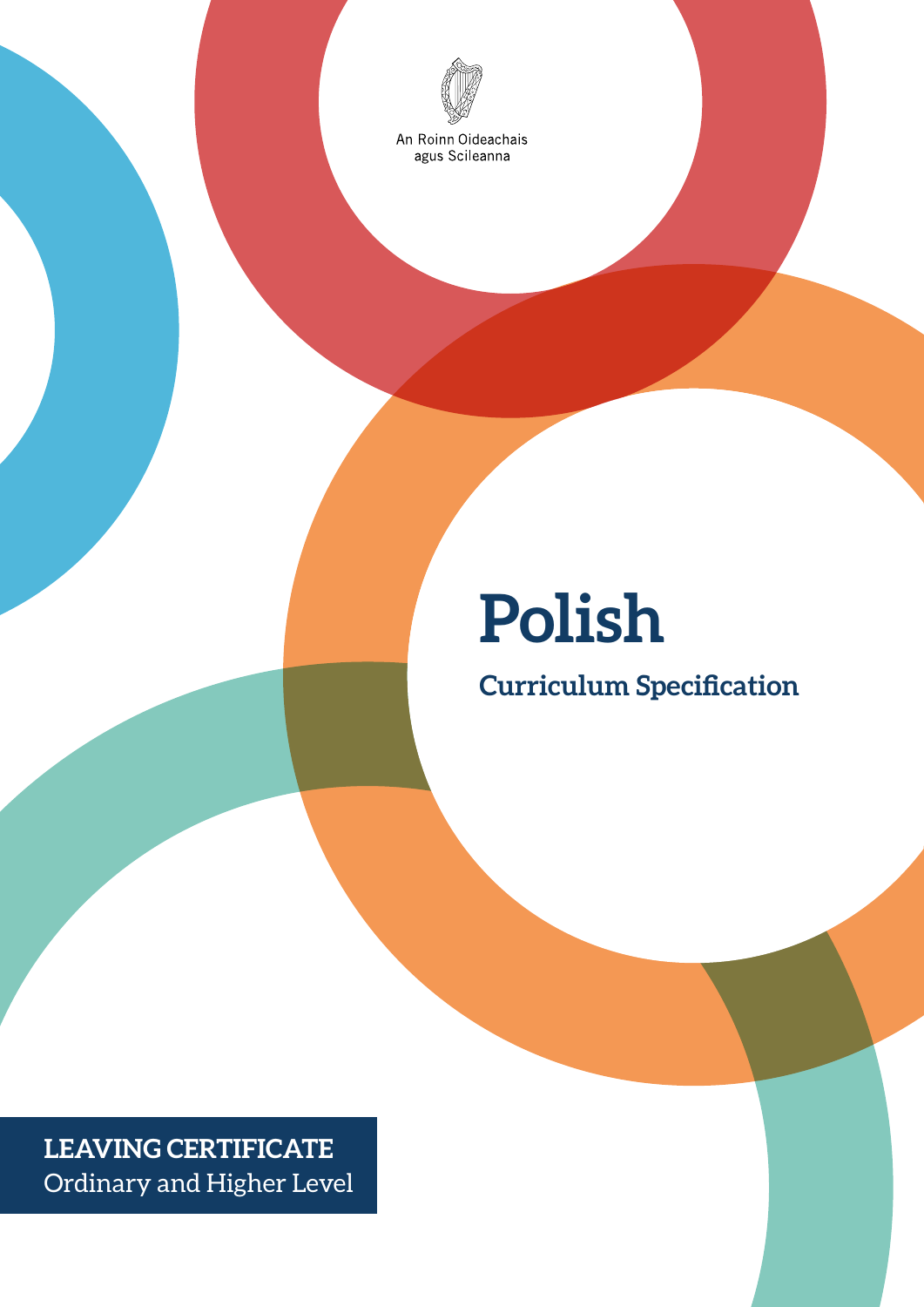An Roinn Oideachais
agus Scileanna

# Polish

## Curriculum Specification

**LEAVING CERTIFICATE**
Ordinary and Higher Level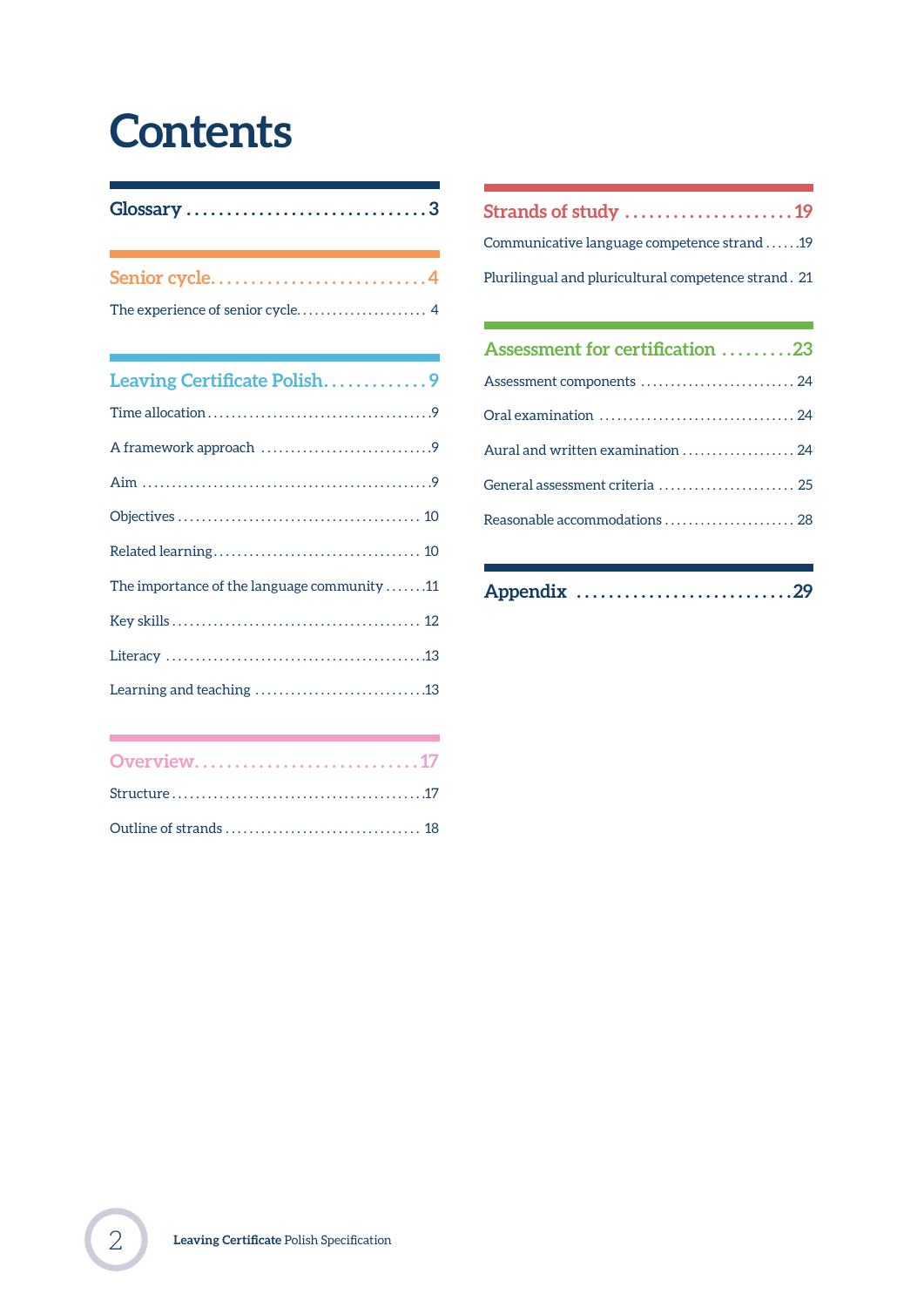# Contents

**Glossary** ............................ 3

**Senior cycle** ........................ 4

The experience of senior cycle ........ 4

**Leaving Certificate Polish** ........... 9

Time allocation ........................ 9

A framework approach ................... 9

Aim .................................... 9

Objectives ............................. 10

Related learning ....................... 10

The importance of the language community ....... 11

Key skills ............................. 12

Literacy ............................... 13

Learning and teaching .................. 13

**Overview** ............................ 17

Structure .............................. 17

Outline of strands ..................... 18

**Strands of study** .................... 19

Communicative language competence strand ...... 19

Plurilingual and pluricultural competence strand . 21

**Assessment for certification** ........ 23

Assessment components .................. 24

Oral examination ....................... 24

Aural and written examination .......... 24

General assessment criteria ............ 25

Reasonable accommodations .............. 28

**Appendix** ............................ 29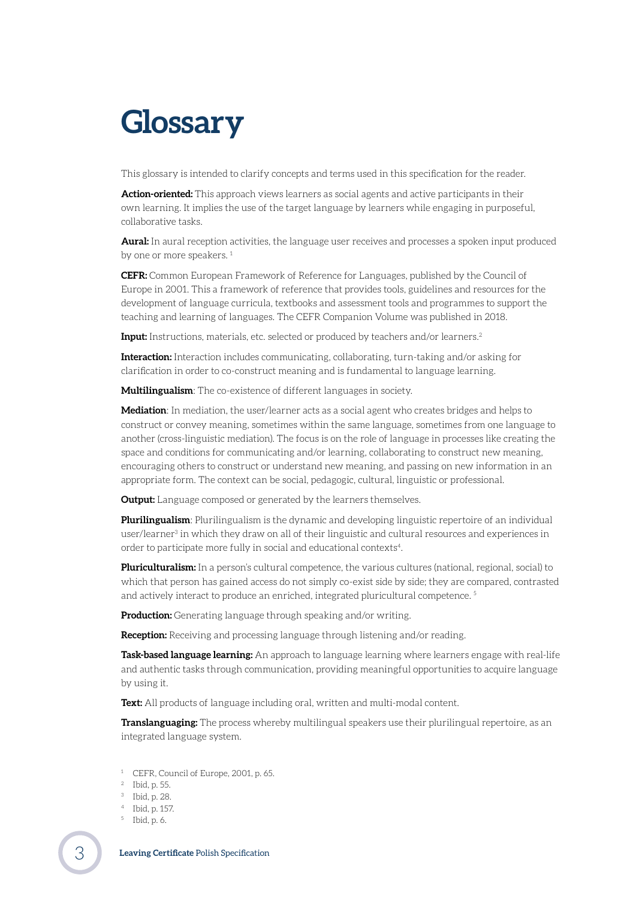# Glossary

This glossary is intended to clarify concepts and terms used in this specification for the reader.

**Action-oriented:** This approach views learners as social agents and active participants in their own learning. It implies the use of the target language by learners while engaging in purposeful, collaborative tasks.

**Aural:** In aural reception activities, the language user receives and processes a spoken input produced by one or more speakers. [1]

**CEFR:** Common European Framework of Reference for Languages, published by the Council of Europe in 2001. This a framework of reference that provides tools, guidelines and resources for the development of language curricula, textbooks and assessment tools and programmes to support the teaching and learning of languages. The CEFR Companion Volume was published in 2018.

**Input:** Instructions, materials, etc. selected or produced by teachers and/or learners.[2]

**Interaction:** Interaction includes communicating, collaborating, turn-taking and/or asking for clarification in order to co-construct meaning and is fundamental to language learning.

**Multilingualism**: The co-existence of different languages in society.

**Mediation**: In mediation, the user/learner acts as a social agent who creates bridges and helps to construct or convey meaning, sometimes within the same language, sometimes from one language to another (cross-linguistic mediation). The focus is on the role of language in processes like creating the space and conditions for communicating and/or learning, collaborating to construct new meaning, encouraging others to construct or understand new meaning, and passing on new information in an appropriate form. The context can be social, pedagogic, cultural, linguistic or professional.

**Output:** Language composed or generated by the learners themselves.

**Plurilingualism**: Plurilingualism is the dynamic and developing linguistic repertoire of an individual user/learner[3] in which they draw on all of their linguistic and cultural resources and experiences in order to participate more fully in social and educational contexts[4].

**Pluriculturalism:** In a person's cultural competence, the various cultures (national, regional, social) to which that person has gained access do not simply co-exist side by side; they are compared, contrasted and actively interact to produce an enriched, integrated pluricultural competence. [5]

**Production:** Generating language through speaking and/or writing.

**Reception:** Receiving and processing language through listening and/or reading.

**Task-based language learning:** An approach to language learning where learners engage with real-life and authentic tasks through communication, providing meaningful opportunities to acquire language by using it.

**Text:** All products of language including oral, written and multi-modal content.

**Translanguaging:** The process whereby multilingual speakers use their plurilingual repertoire, as an integrated language system.

[1] CEFR, Council of Europe, 2001, p. 65.
[2] Ibid, p. 55.
[3] Ibid, p. 28.
[4] Ibid, p. 157.
[5] Ibid, p. 6.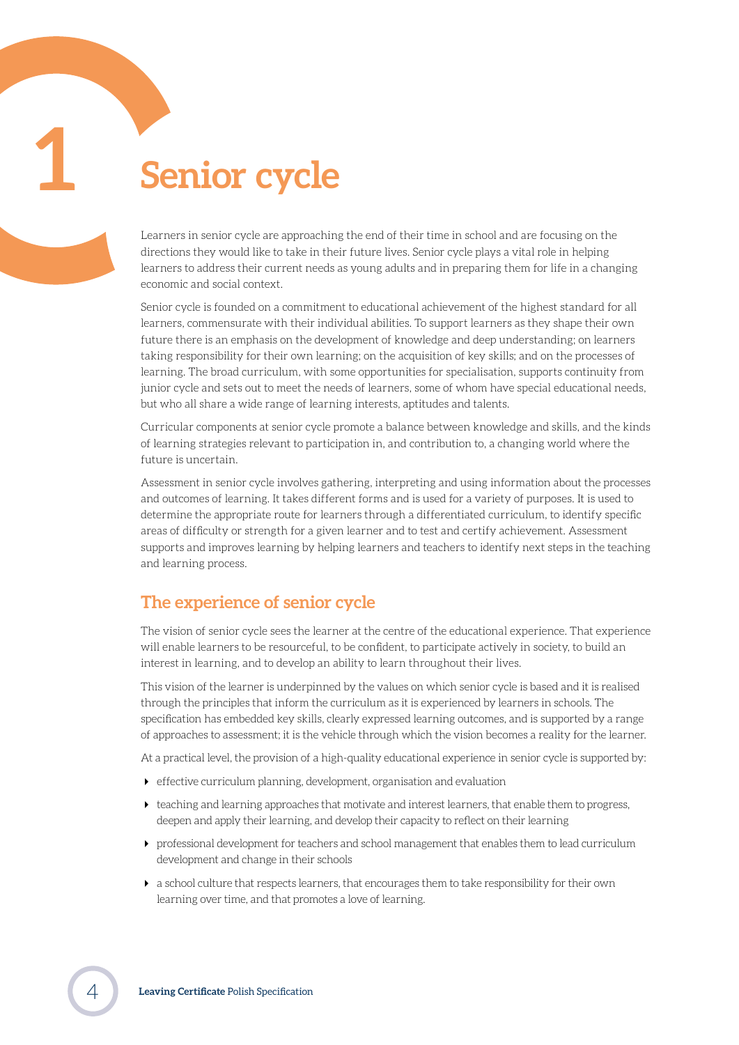# 1 Senior cycle

Learners in senior cycle are approaching the end of their time in school and are focusing on the directions they would like to take in their future lives. Senior cycle plays a vital role in helping learners to address their current needs as young adults and in preparing them for life in a changing economic and social context.

Senior cycle is founded on a commitment to educational achievement of the highest standard for all learners, commensurate with their individual abilities. To support learners as they shape their own future there is an emphasis on the development of knowledge and deep understanding; on learners taking responsibility for their own learning; on the acquisition of key skills; and on the processes of learning. The broad curriculum, with some opportunities for specialisation, supports continuity from junior cycle and sets out to meet the needs of learners, some of whom have special educational needs, but who all share a wide range of learning interests, aptitudes and talents.

Curricular components at senior cycle promote a balance between knowledge and skills, and the kinds of learning strategies relevant to participation in, and contribution to, a changing world where the future is uncertain.

Assessment in senior cycle involves gathering, interpreting and using information about the processes and outcomes of learning. It takes different forms and is used for a variety of purposes. It is used to determine the appropriate route for learners through a differentiated curriculum, to identify specific areas of difficulty or strength for a given learner and to test and certify achievement. Assessment supports and improves learning by helping learners and teachers to identify next steps in the teaching and learning process.

## The experience of senior cycle

The vision of senior cycle sees the learner at the centre of the educational experience. That experience will enable learners to be resourceful, to be confident, to participate actively in society, to build an interest in learning, and to develop an ability to learn throughout their lives.

This vision of the learner is underpinned by the values on which senior cycle is based and it is realised through the principles that inform the curriculum as it is experienced by learners in schools. The specification has embedded key skills, clearly expressed learning outcomes, and is supported by a range of approaches to assessment; it is the vehicle through which the vision becomes a reality for the learner.

At a practical level, the provision of a high-quality educational experience in senior cycle is supported by:

- effective curriculum planning, development, organisation and evaluation
- teaching and learning approaches that motivate and interest learners, that enable them to progress, deepen and apply their learning, and develop their capacity to reflect on their learning
- professional development for teachers and school management that enables them to lead curriculum development and change in their schools
- a school culture that respects learners, that encourages them to take responsibility for their own learning over time, and that promotes a love of learning.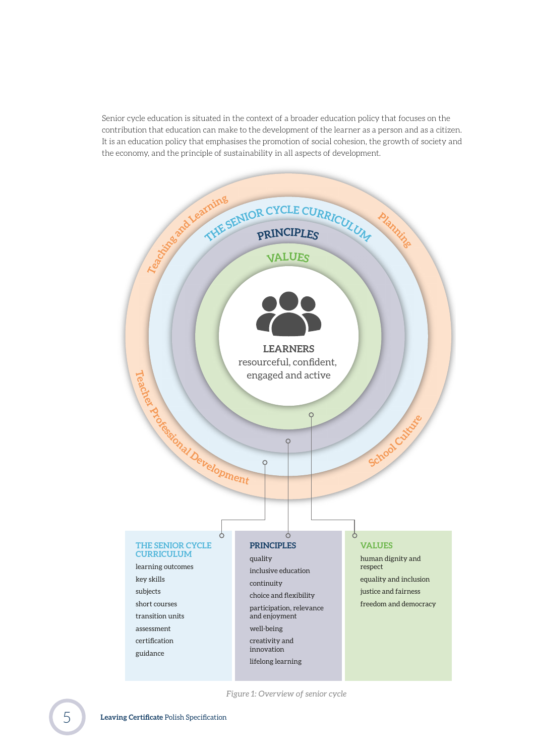Senior cycle education is situated in the context of a broader education policy that focuses on the contribution that education can make to the development of the learner as a person and as a citizen. It is an education policy that emphasises the promotion of social cohesion, the growth of society and the economy, and the principle of sustainability in all aspects of development.

Teaching and Learning — Planning — School Culture — Teacher Professional Development

THE SENIOR CYCLE CURRICULUM

PRINCIPLES

VALUES

**LEARNERS**
resourceful, confident, engaged and active

| THE SENIOR CYCLE CURRICULUM | PRINCIPLES | VALUES |
|---|---|---|
| learning outcomes | quality | human dignity and respect |
| key skills | inclusive education | equality and inclusion |
| subjects | continuity | justice and fairness |
| short courses | choice and flexibility | freedom and democracy |
| transition units | participation, relevance and enjoyment | |
| assessment | well-being | |
| certification | creativity and innovation | |
| guidance | lifelong learning | |

*Figure 1: Overview of senior cycle*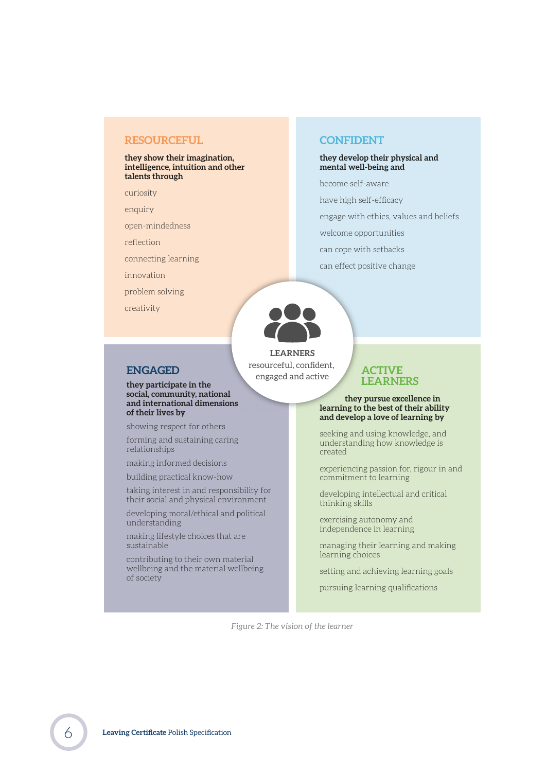## RESOURCEFUL

**they show their imagination, intelligence, intuition and other talents through**

- curiosity
- enquiry
- open-mindedness
- reflection
- connecting learning
- innovation
- problem solving
- creativity

## CONFIDENT

**they develop their physical and mental well-being and**

- become self-aware
- have high self-efficacy
- engage with ethics, values and beliefs
- welcome opportunities
- can cope with setbacks
- can effect positive change

## LEARNERS

resourceful, confident, engaged and active

## ENGAGED

**they participate in the social, community, national and international dimensions of their lives by**

- showing respect for others
- forming and sustaining caring relationships
- making informed decisions
- building practical know-how
- taking interest in and responsibility for their social and physical environment
- developing moral/ethical and political understanding
- making lifestyle choices that are sustainable
- contributing to their own material wellbeing and the material wellbeing of society

## ACTIVE LEARNERS

**they pursue excellence in learning to the best of their ability and develop a love of learning by**

- seeking and using knowledge, and understanding how knowledge is created
- experiencing passion for, rigour in and commitment to learning
- developing intellectual and critical thinking skills
- exercising autonomy and independence in learning
- managing their learning and making learning choices
- setting and achieving learning goals
- pursuing learning qualifications

*Figure 2: The vision of the learner*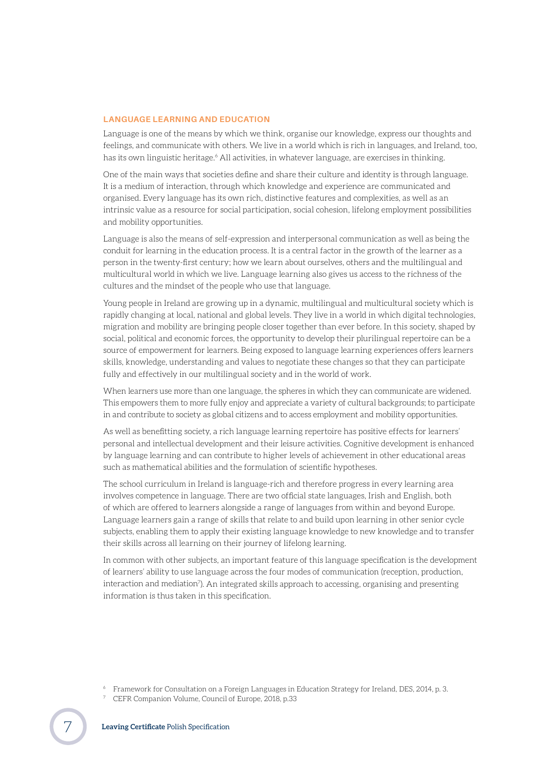## LANGUAGE LEARNING AND EDUCATION

Language is one of the means by which we think, organise our knowledge, express our thoughts and feelings, and communicate with others. We live in a world which is rich in languages, and Ireland, too, has its own linguistic heritage.[6] All activities, in whatever language, are exercises in thinking.

One of the main ways that societies define and share their culture and identity is through language. It is a medium of interaction, through which knowledge and experience are communicated and organised. Every language has its own rich, distinctive features and complexities, as well as an intrinsic value as a resource for social participation, social cohesion, lifelong employment possibilities and mobility opportunities.

Language is also the means of self-expression and interpersonal communication as well as being the conduit for learning in the education process. It is a central factor in the growth of the learner as a person in the twenty-first century; how we learn about ourselves, others and the multilingual and multicultural world in which we live. Language learning also gives us access to the richness of the cultures and the mindset of the people who use that language.

Young people in Ireland are growing up in a dynamic, multilingual and multicultural society which is rapidly changing at local, national and global levels. They live in a world in which digital technologies, migration and mobility are bringing people closer together than ever before. In this society, shaped by social, political and economic forces, the opportunity to develop their plurilingual repertoire can be a source of empowerment for learners. Being exposed to language learning experiences offers learners skills, knowledge, understanding and values to negotiate these changes so that they can participate fully and effectively in our multilingual society and in the world of work.

When learners use more than one language, the spheres in which they can communicate are widened. This empowers them to more fully enjoy and appreciate a variety of cultural backgrounds; to participate in and contribute to society as global citizens and to access employment and mobility opportunities.

As well as benefitting society, a rich language learning repertoire has positive effects for learners' personal and intellectual development and their leisure activities. Cognitive development is enhanced by language learning and can contribute to higher levels of achievement in other educational areas such as mathematical abilities and the formulation of scientific hypotheses.

The school curriculum in Ireland is language-rich and therefore progress in every learning area involves competence in language. There are two official state languages, Irish and English, both of which are offered to learners alongside a range of languages from within and beyond Europe. Language learners gain a range of skills that relate to and build upon learning in other senior cycle subjects, enabling them to apply their existing language knowledge to new knowledge and to transfer their skills across all learning on their journey of lifelong learning.

In common with other subjects, an important feature of this language specification is the development of learners' ability to use language across the four modes of communication (reception, production, interaction and mediation[7]). An integrated skills approach to accessing, organising and presenting information is thus taken in this specification.

[6] Framework for Consultation on a Foreign Languages in Education Strategy for Ireland, DES, 2014, p. 3.

[7] CEFR Companion Volume, Council of Europe, 2018, p.33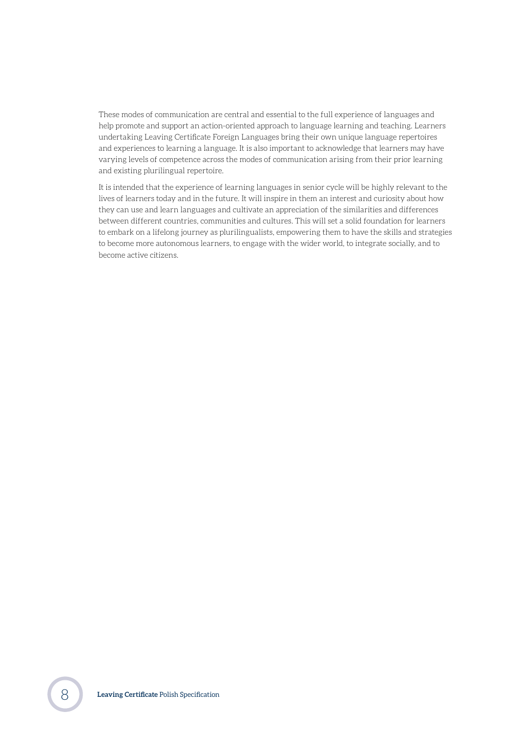These modes of communication are central and essential to the full experience of languages and help promote and support an action-oriented approach to language learning and teaching. Learners undertaking Leaving Certificate Foreign Languages bring their own unique language repertoires and experiences to learning a language. It is also important to acknowledge that learners may have varying levels of competence across the modes of communication arising from their prior learning and existing plurilingual repertoire.

It is intended that the experience of learning languages in senior cycle will be highly relevant to the lives of learners today and in the future. It will inspire in them an interest and curiosity about how they can use and learn languages and cultivate an appreciation of the similarities and differences between different countries, communities and cultures. This will set a solid foundation for learners to embark on a lifelong journey as plurilingualists, empowering them to have the skills and strategies to become more autonomous learners, to engage with the wider world, to integrate socially, and to become active citizens.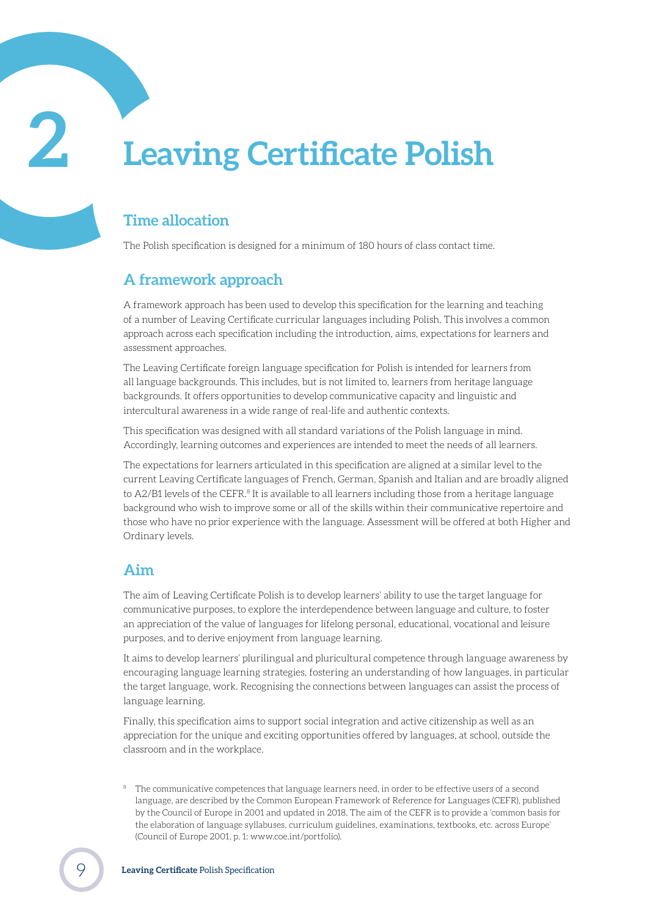# 2 Leaving Certificate Polish

## Time allocation

The Polish specification is designed for a minimum of 180 hours of class contact time.

## A framework approach

A framework approach has been used to develop this specification for the learning and teaching of a number of Leaving Certificate curricular languages including Polish. This involves a common approach across each specification including the introduction, aims, expectations for learners and assessment approaches.

The Leaving Certificate foreign language specification for Polish is intended for learners from all language backgrounds. This includes, but is not limited to, learners from heritage language backgrounds. It offers opportunities to develop communicative capacity and linguistic and intercultural awareness in a wide range of real-life and authentic contexts.

This specification was designed with all standard variations of the Polish language in mind. Accordingly, learning outcomes and experiences are intended to meet the needs of all learners.

The expectations for learners articulated in this specification are aligned at a similar level to the current Leaving Certificate languages of French, German, Spanish and Italian and are broadly aligned to A2/B1 levels of the CEFR.[8] It is available to all learners including those from a heritage language background who wish to improve some or all of the skills within their communicative repertoire and those who have no prior experience with the language. Assessment will be offered at both Higher and Ordinary levels.

## Aim

The aim of Leaving Certificate Polish is to develop learners' ability to use the target language for communicative purposes, to explore the interdependence between language and culture, to foster an appreciation of the value of languages for lifelong personal, educational, vocational and leisure purposes, and to derive enjoyment from language learning.

It aims to develop learners' plurilingual and pluricultural competence through language awareness by encouraging language learning strategies, fostering an understanding of how languages, in particular the target language, work. Recognising the connections between languages can assist the process of language learning.

Finally, this specification aims to support social integration and active citizenship as well as an appreciation for the unique and exciting opportunities offered by languages, at school, outside the classroom and in the workplace.

[8] The communicative competences that language learners need, in order to be effective users of a second language, are described by the Common European Framework of Reference for Languages (CEFR), published by the Council of Europe in 2001 and updated in 2018. The aim of the CEFR is to provide a 'common basis for the elaboration of language syllabuses, curriculum guidelines, examinations, textbooks, etc. across Europe' (Council of Europe 2001, p. 1: www.coe.int/portfolio).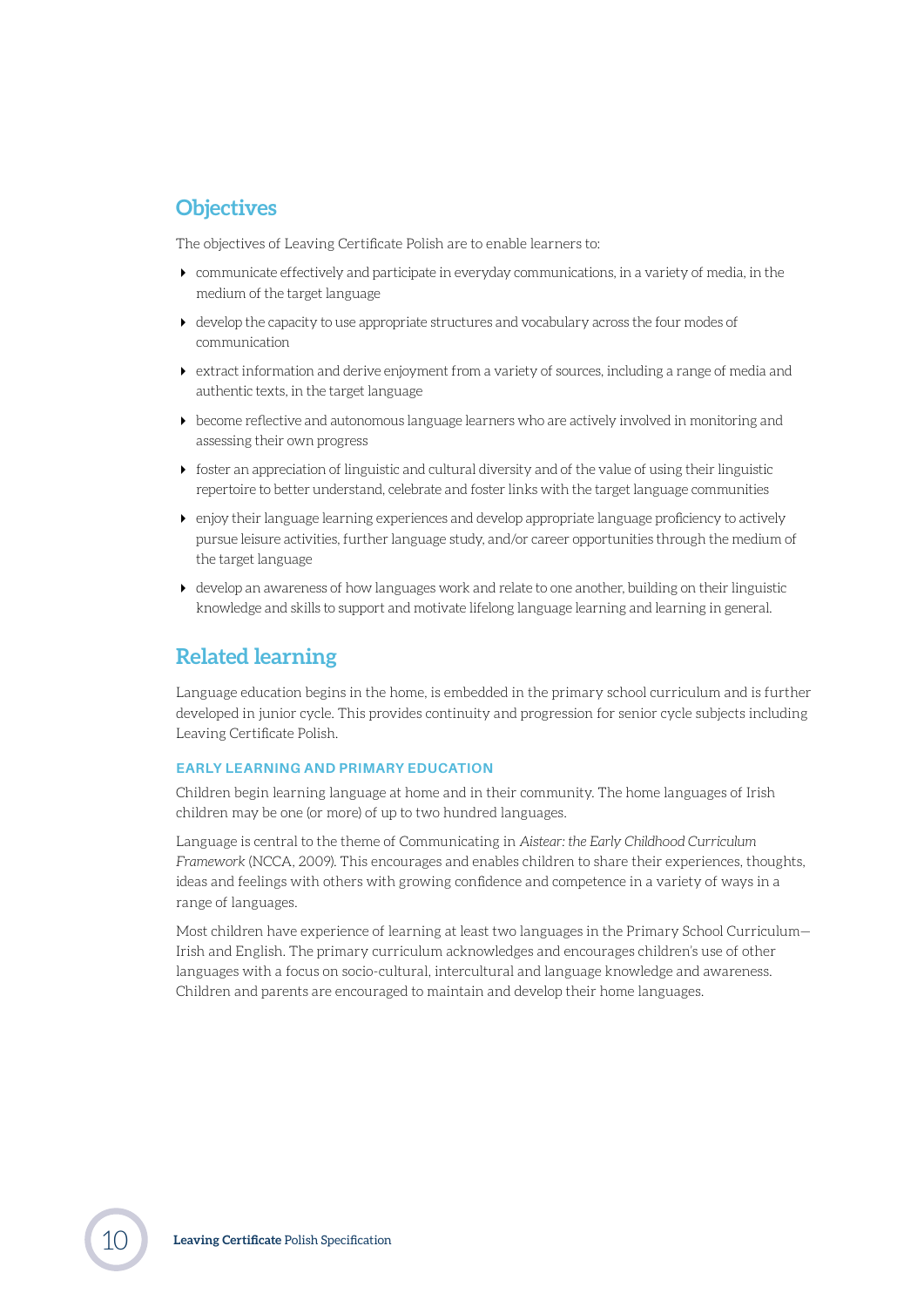## Objectives

The objectives of Leaving Certificate Polish are to enable learners to:

- communicate effectively and participate in everyday communications, in a variety of media, in the medium of the target language
- develop the capacity to use appropriate structures and vocabulary across the four modes of communication
- extract information and derive enjoyment from a variety of sources, including a range of media and authentic texts, in the target language
- become reflective and autonomous language learners who are actively involved in monitoring and assessing their own progress
- foster an appreciation of linguistic and cultural diversity and of the value of using their linguistic repertoire to better understand, celebrate and foster links with the target language communities
- enjoy their language learning experiences and develop appropriate language proficiency to actively pursue leisure activities, further language study, and/or career opportunities through the medium of the target language
- develop an awareness of how languages work and relate to one another, building on their linguistic knowledge and skills to support and motivate lifelong language learning and learning in general.

## Related learning

Language education begins in the home, is embedded in the primary school curriculum and is further developed in junior cycle. This provides continuity and progression for senior cycle subjects including Leaving Certificate Polish.

### EARLY LEARNING AND PRIMARY EDUCATION

Children begin learning language at home and in their community. The home languages of Irish children may be one (or more) of up to two hundred languages.

Language is central to the theme of Communicating in *Aistear: the Early Childhood Curriculum Framework* (NCCA, 2009). This encourages and enables children to share their experiences, thoughts, ideas and feelings with others with growing confidence and competence in a variety of ways in a range of languages.

Most children have experience of learning at least two languages in the Primary School Curriculum—Irish and English. The primary curriculum acknowledges and encourages children's use of other languages with a focus on socio-cultural, intercultural and language knowledge and awareness. Children and parents are encouraged to maintain and develop their home languages.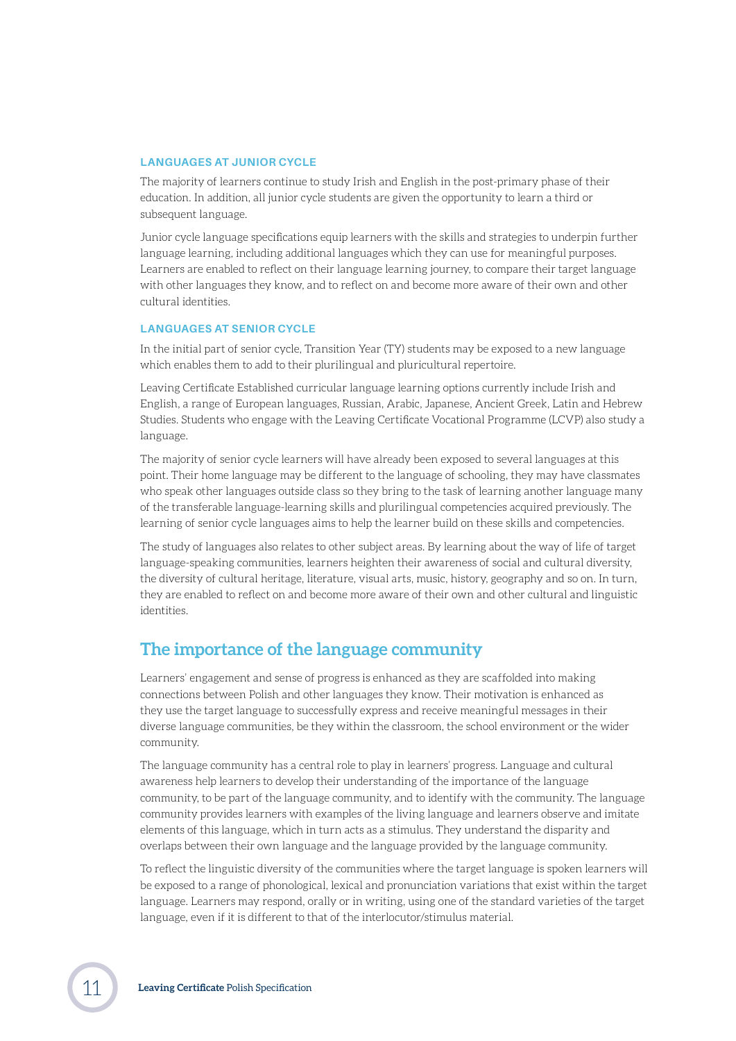### LANGUAGES AT JUNIOR CYCLE

The majority of learners continue to study Irish and English in the post-primary phase of their education. In addition, all junior cycle students are given the opportunity to learn a third or subsequent language.

Junior cycle language specifications equip learners with the skills and strategies to underpin further language learning, including additional languages which they can use for meaningful purposes. Learners are enabled to reflect on their language learning journey, to compare their target language with other languages they know, and to reflect on and become more aware of their own and other cultural identities.

### LANGUAGES AT SENIOR CYCLE

In the initial part of senior cycle, Transition Year (TY) students may be exposed to a new language which enables them to add to their plurilingual and pluricultural repertoire.

Leaving Certificate Established curricular language learning options currently include Irish and English, a range of European languages, Russian, Arabic, Japanese, Ancient Greek, Latin and Hebrew Studies. Students who engage with the Leaving Certificate Vocational Programme (LCVP) also study a language.

The majority of senior cycle learners will have already been exposed to several languages at this point. Their home language may be different to the language of schooling, they may have classmates who speak other languages outside class so they bring to the task of learning another language many of the transferable language-learning skills and plurilingual competencies acquired previously. The learning of senior cycle languages aims to help the learner build on these skills and competencies.

The study of languages also relates to other subject areas. By learning about the way of life of target language-speaking communities, learners heighten their awareness of social and cultural diversity, the diversity of cultural heritage, literature, visual arts, music, history, geography and so on. In turn, they are enabled to reflect on and become more aware of their own and other cultural and linguistic identities.

## The importance of the language community

Learners' engagement and sense of progress is enhanced as they are scaffolded into making connections between Polish and other languages they know. Their motivation is enhanced as they use the target language to successfully express and receive meaningful messages in their diverse language communities, be they within the classroom, the school environment or the wider community.

The language community has a central role to play in learners' progress. Language and cultural awareness help learners to develop their understanding of the importance of the language community, to be part of the language community, and to identify with the community. The language community provides learners with examples of the living language and learners observe and imitate elements of this language, which in turn acts as a stimulus. They understand the disparity and overlaps between their own language and the language provided by the language community.

To reflect the linguistic diversity of the communities where the target language is spoken learners will be exposed to a range of phonological, lexical and pronunciation variations that exist within the target language. Learners may respond, orally or in writing, using one of the standard varieties of the target language, even if it is different to that of the interlocutor/stimulus material.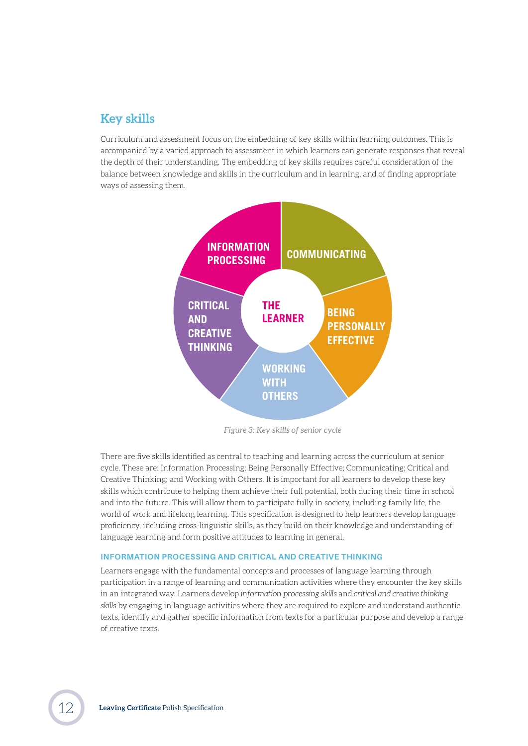## Key skills

Curriculum and assessment focus on the embedding of key skills within learning outcomes. This is accompanied by a varied approach to assessment in which learners can generate responses that reveal the depth of their understanding. The embedding of key skills requires careful consideration of the balance between knowledge and skills in the curriculum and in learning, and of finding appropriate ways of assessing them.

INFORMATION PROCESSING

COMMUNICATING

CRITICAL AND CREATIVE THINKING

THE LEARNER

BEING PERSONALLY EFFECTIVE

WORKING WITH OTHERS

*Figure 3: Key skills of senior cycle*

There are five skills identified as central to teaching and learning across the curriculum at senior cycle. These are: Information Processing; Being Personally Effective; Communicating; Critical and Creative Thinking; and Working with Others. It is important for all learners to develop these key skills which contribute to helping them achieve their full potential, both during their time in school and into the future. This will allow them to participate fully in society, including family life, the world of work and lifelong learning. This specification is designed to help learners develop language proficiency, including cross-linguistic skills, as they build on their knowledge and understanding of language learning and form positive attitudes to learning in general.

#### INFORMATION PROCESSING AND CRITICAL AND CREATIVE THINKING

Learners engage with the fundamental concepts and processes of language learning through participation in a range of learning and communication activities where they encounter the key skills in an integrated way. Learners develop *information processing skills* and *critical and creative thinking skills* by engaging in language activities where they are required to explore and understand authentic texts, identify and gather specific information from texts for a particular purpose and develop a range of creative texts.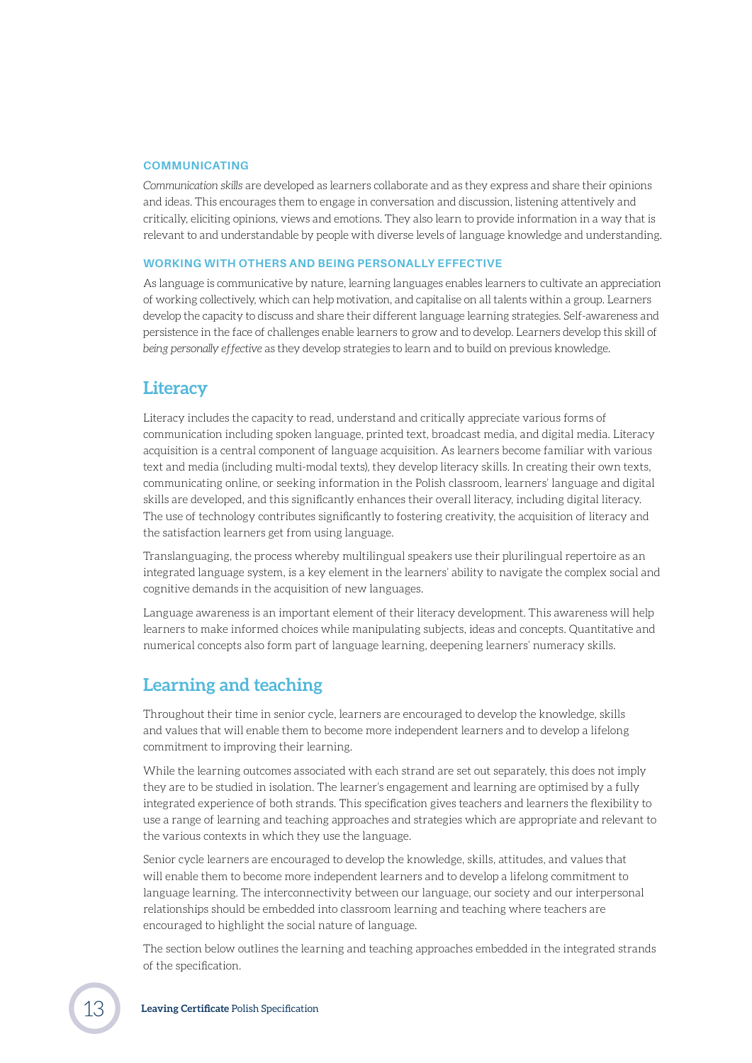#### COMMUNICATING

*Communication skills* are developed as learners collaborate and as they express and share their opinions and ideas. This encourages them to engage in conversation and discussion, listening attentively and critically, eliciting opinions, views and emotions. They also learn to provide information in a way that is relevant to and understandable by people with diverse levels of language knowledge and understanding.

#### WORKING WITH OTHERS AND BEING PERSONALLY EFFECTIVE

As language is communicative by nature, learning languages enables learners to cultivate an appreciation of working collectively, which can help motivation, and capitalise on all talents within a group. Learners develop the capacity to discuss and share their different language learning strategies. Self-awareness and persistence in the face of challenges enable learners to grow and to develop. Learners develop this skill of *being personally effective* as they develop strategies to learn and to build on previous knowledge.

## Literacy

Literacy includes the capacity to read, understand and critically appreciate various forms of communication including spoken language, printed text, broadcast media, and digital media. Literacy acquisition is a central component of language acquisition. As learners become familiar with various text and media (including multi-modal texts), they develop literacy skills. In creating their own texts, communicating online, or seeking information in the Polish classroom, learners' language and digital skills are developed, and this significantly enhances their overall literacy, including digital literacy. The use of technology contributes significantly to fostering creativity, the acquisition of literacy and the satisfaction learners get from using language.

Translanguaging, the process whereby multilingual speakers use their plurilingual repertoire as an integrated language system, is a key element in the learners' ability to navigate the complex social and cognitive demands in the acquisition of new languages.

Language awareness is an important element of their literacy development. This awareness will help learners to make informed choices while manipulating subjects, ideas and concepts. Quantitative and numerical concepts also form part of language learning, deepening learners' numeracy skills.

## Learning and teaching

Throughout their time in senior cycle, learners are encouraged to develop the knowledge, skills and values that will enable them to become more independent learners and to develop a lifelong commitment to improving their learning.

While the learning outcomes associated with each strand are set out separately, this does not imply they are to be studied in isolation. The learner's engagement and learning are optimised by a fully integrated experience of both strands. This specification gives teachers and learners the flexibility to use a range of learning and teaching approaches and strategies which are appropriate and relevant to the various contexts in which they use the language.

Senior cycle learners are encouraged to develop the knowledge, skills, attitudes, and values that will enable them to become more independent learners and to develop a lifelong commitment to language learning. The interconnectivity between our language, our society and our interpersonal relationships should be embedded into classroom learning and teaching where teachers are encouraged to highlight the social nature of language.

The section below outlines the learning and teaching approaches embedded in the integrated strands of the specification.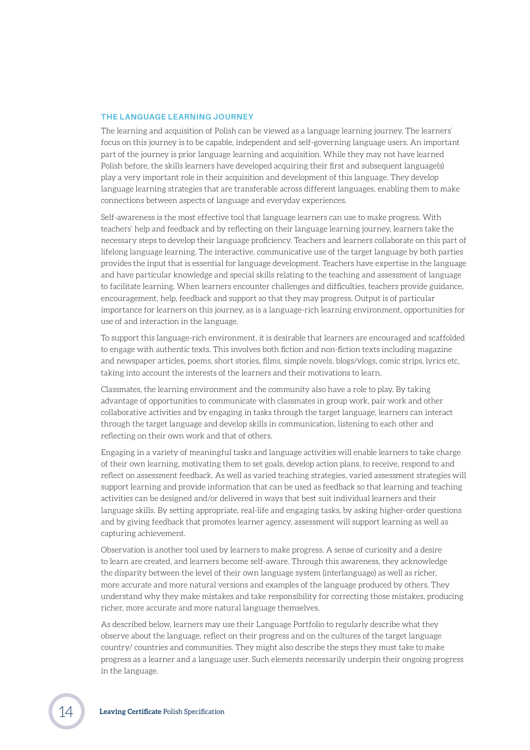## THE LANGUAGE LEARNING JOURNEY

The learning and acquisition of Polish can be viewed as a language learning journey. The learners' focus on this journey is to be capable, independent and self-governing language users. An important part of the journey is prior language learning and acquisition. While they may not have learned Polish before, the skills learners have developed acquiring their first and subsequent language(s) play a very important role in their acquisition and development of this language. They develop language learning strategies that are transferable across different languages, enabling them to make connections between aspects of language and everyday experiences.

Self-awareness is the most effective tool that language learners can use to make progress. With teachers' help and feedback and by reflecting on their language learning journey, learners take the necessary steps to develop their language proficiency. Teachers and learners collaborate on this part of lifelong language learning. The interactive, communicative use of the target language by both parties provides the input that is essential for language development. Teachers have expertise in the language and have particular knowledge and special skills relating to the teaching and assessment of language to facilitate learning. When learners encounter challenges and difficulties, teachers provide guidance, encouragement, help, feedback and support so that they may progress. Output is of particular importance for learners on this journey, as is a language-rich learning environment, opportunities for use of and interaction in the language.

To support this language-rich environment, it is desirable that learners are encouraged and scaffolded to engage with authentic texts. This involves both fiction and non-fiction texts including magazine and newspaper articles, poems, short stories, films, simple novels, blogs/vlogs, comic strips, lyrics etc, taking into account the interests of the learners and their motivations to learn.

Classmates, the learning environment and the community also have a role to play. By taking advantage of opportunities to communicate with classmates in group work, pair work and other collaborative activities and by engaging in tasks through the target language, learners can interact through the target language and develop skills in communication, listening to each other and reflecting on their own work and that of others.

Engaging in a variety of meaningful tasks and language activities will enable learners to take charge of their own learning, motivating them to set goals, develop action plans, to receive, respond to and reflect on assessment feedback. As well as varied teaching strategies, varied assessment strategies will support learning and provide information that can be used as feedback so that learning and teaching activities can be designed and/or delivered in ways that best suit individual learners and their language skills. By setting appropriate, real-life and engaging tasks, by asking higher-order questions and by giving feedback that promotes learner agency, assessment will support learning as well as capturing achievement.

Observation is another tool used by learners to make progress. A sense of curiosity and a desire to learn are created, and learners become self-aware. Through this awareness, they acknowledge the disparity between the level of their own language system (interlanguage) as well as richer, more accurate and more natural versions and examples of the language produced by others. They understand why they make mistakes and take responsibility for correcting those mistakes, producing richer, more accurate and more natural language themselves.

As described below, learners may use their Language Portfolio to regularly describe what they observe about the language, reflect on their progress and on the cultures of the target language country/ countries and communities. They might also describe the steps they must take to make progress as a learner and a language user. Such elements necessarily underpin their ongoing progress in the language.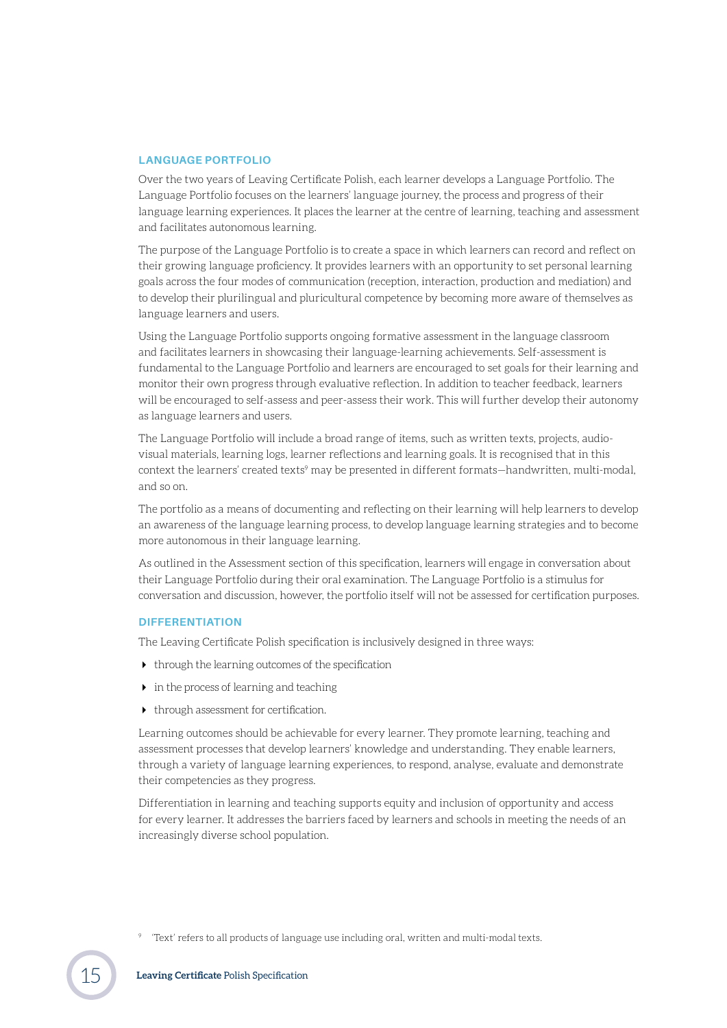## LANGUAGE PORTFOLIO

Over the two years of Leaving Certificate Polish, each learner develops a Language Portfolio. The Language Portfolio focuses on the learners' language journey, the process and progress of their language learning experiences. It places the learner at the centre of learning, teaching and assessment and facilitates autonomous learning.

The purpose of the Language Portfolio is to create a space in which learners can record and reflect on their growing language proficiency. It provides learners with an opportunity to set personal learning goals across the four modes of communication (reception, interaction, production and mediation) and to develop their plurilingual and pluricultural competence by becoming more aware of themselves as language learners and users.

Using the Language Portfolio supports ongoing formative assessment in the language classroom and facilitates learners in showcasing their language-learning achievements. Self-assessment is fundamental to the Language Portfolio and learners are encouraged to set goals for their learning and monitor their own progress through evaluative reflection. In addition to teacher feedback, learners will be encouraged to self-assess and peer-assess their work. This will further develop their autonomy as language learners and users.

The Language Portfolio will include a broad range of items, such as written texts, projects, audio-visual materials, learning logs, learner reflections and learning goals. It is recognised that in this context the learners' created texts[9] may be presented in different formats—handwritten, multi-modal, and so on.

The portfolio as a means of documenting and reflecting on their learning will help learners to develop an awareness of the language learning process, to develop language learning strategies and to become more autonomous in their language learning.

As outlined in the Assessment section of this specification, learners will engage in conversation about their Language Portfolio during their oral examination. The Language Portfolio is a stimulus for conversation and discussion, however, the portfolio itself will not be assessed for certification purposes.

## DIFFERENTIATION

The Leaving Certificate Polish specification is inclusively designed in three ways:

- through the learning outcomes of the specification
- in the process of learning and teaching
- through assessment for certification.

Learning outcomes should be achievable for every learner. They promote learning, teaching and assessment processes that develop learners' knowledge and understanding. They enable learners, through a variety of language learning experiences, to respond, analyse, evaluate and demonstrate their competencies as they progress.

Differentiation in learning and teaching supports equity and inclusion of opportunity and access for every learner. It addresses the barriers faced by learners and schools in meeting the needs of an increasingly diverse school population.

[9] 'Text' refers to all products of language use including oral, written and multi-modal texts.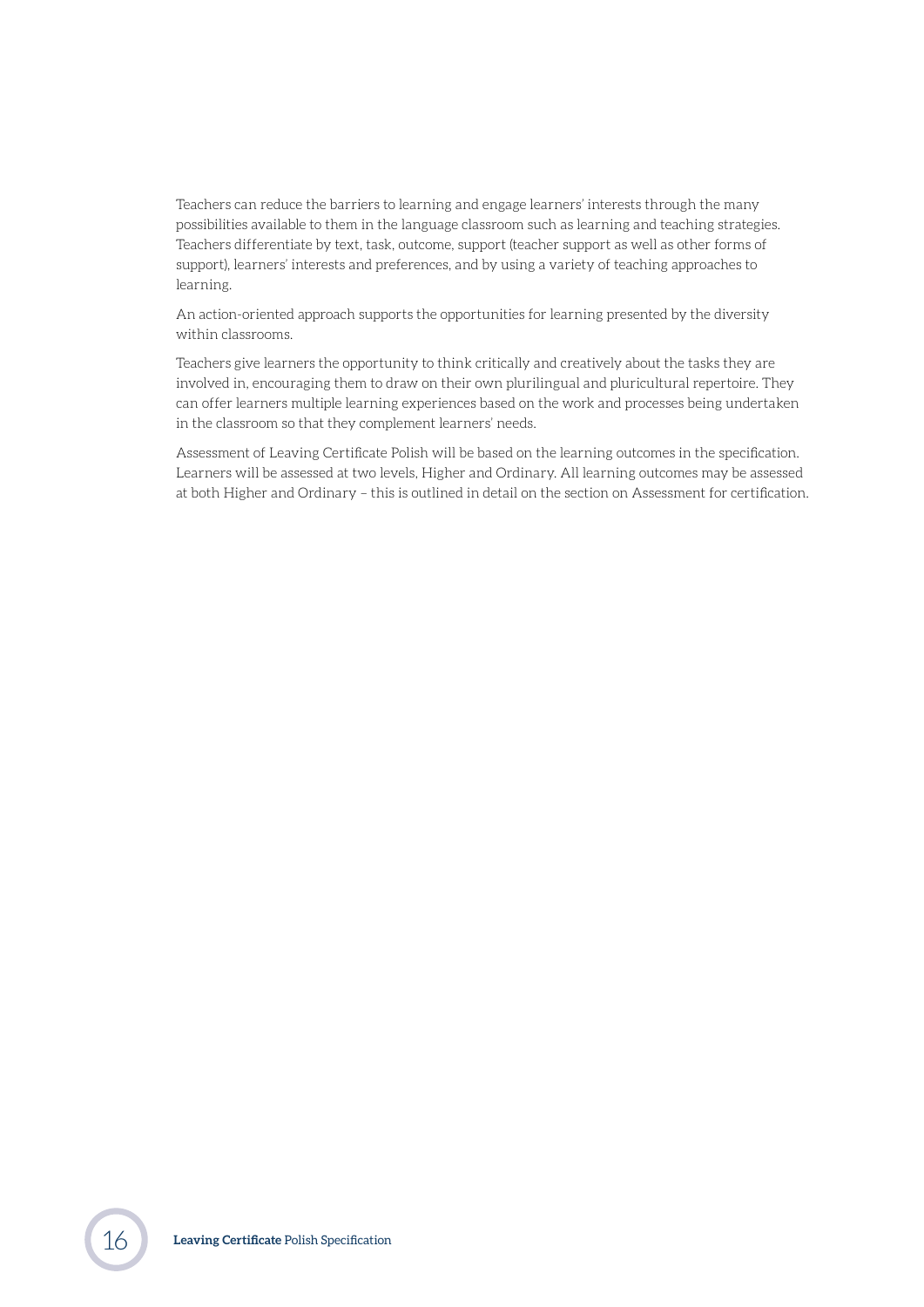Teachers can reduce the barriers to learning and engage learners' interests through the many possibilities available to them in the language classroom such as learning and teaching strategies. Teachers differentiate by text, task, outcome, support (teacher support as well as other forms of support), learners' interests and preferences, and by using a variety of teaching approaches to learning.

An action-oriented approach supports the opportunities for learning presented by the diversity within classrooms.

Teachers give learners the opportunity to think critically and creatively about the tasks they are involved in, encouraging them to draw on their own plurilingual and pluricultural repertoire. They can offer learners multiple learning experiences based on the work and processes being undertaken in the classroom so that they complement learners' needs.

Assessment of Leaving Certificate Polish will be based on the learning outcomes in the specification. Learners will be assessed at two levels, Higher and Ordinary. All learning outcomes may be assessed at both Higher and Ordinary – this is outlined in detail on the section on Assessment for certification.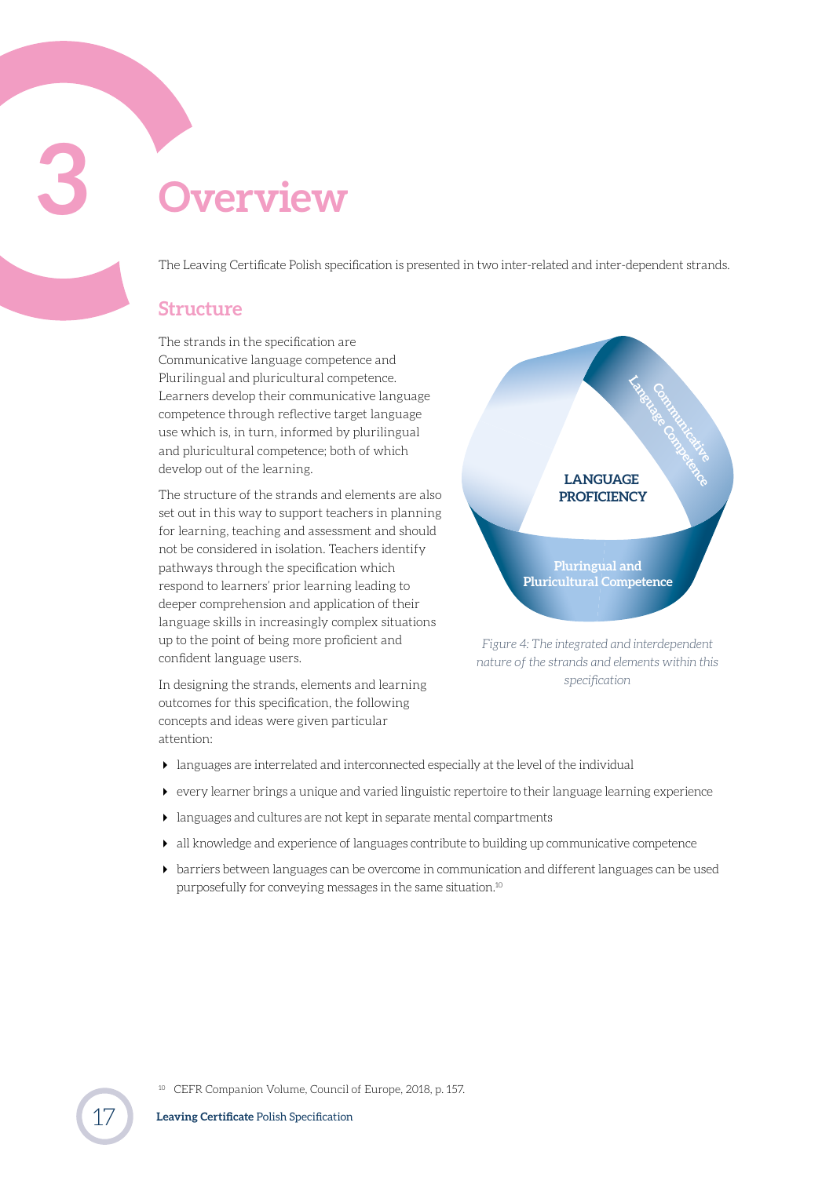# 3 Overview

The Leaving Certificate Polish specification is presented in two inter-related and inter-dependent strands.

## Structure

The strands in the specification are Communicative language competence and Plurilingual and pluricultural competence. Learners develop their communicative language competence through reflective target language use which is, in turn, informed by plurilingual and pluricultural competence; both of which develop out of the learning.

The structure of the strands and elements are also set out in this way to support teachers in planning for learning, teaching and assessment and should not be considered in isolation. Teachers identify pathways through the specification which respond to learners' prior learning leading to deeper comprehension and application of their language skills in increasingly complex situations up to the point of being more proficient and confident language users.

LANGUAGE PROFICIENCY

Communicative Language Competence

Pluringual and Pluricultural Competence

*Figure 4: The integrated and interdependent nature of the strands and elements within this specification*

In designing the strands, elements and learning outcomes for this specification, the following concepts and ideas were given particular attention:

- languages are interrelated and interconnected especially at the level of the individual
- every learner brings a unique and varied linguistic repertoire to their language learning experience
- languages and cultures are not kept in separate mental compartments
- all knowledge and experience of languages contribute to building up communicative competence
- barriers between languages can be overcome in communication and different languages can be used purposefully for conveying messages in the same situation.[10]

[10] CEFR Companion Volume, Council of Europe, 2018, p. 157.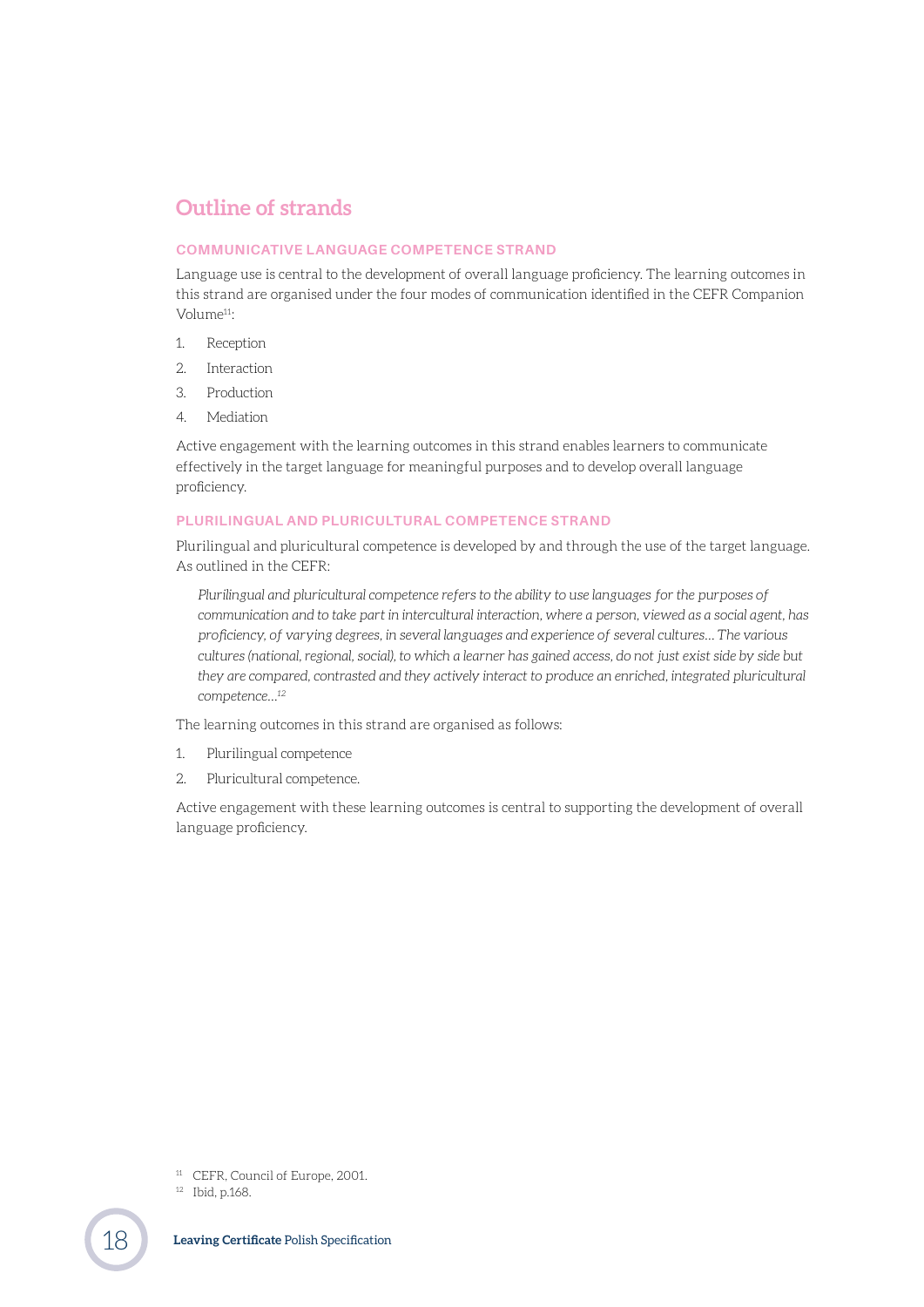## Outline of strands

### COMMUNICATIVE LANGUAGE COMPETENCE STRAND

Language use is central to the development of overall language proficiency. The learning outcomes in this strand are organised under the four modes of communication identified in the CEFR Companion Volume[11]:

1. Reception
2. Interaction
3. Production
4. Mediation

Active engagement with the learning outcomes in this strand enables learners to communicate effectively in the target language for meaningful purposes and to develop overall language proficiency.

### PLURILINGUAL AND PLURICULTURAL COMPETENCE STRAND

Plurilingual and pluricultural competence is developed by and through the use of the target language. As outlined in the CEFR:

> *Plurilingual and pluricultural competence refers to the ability to use languages for the purposes of communication and to take part in intercultural interaction, where a person, viewed as a social agent, has proficiency, of varying degrees, in several languages and experience of several cultures… The various cultures (national, regional, social), to which a learner has gained access, do not just exist side by side but they are compared, contrasted and they actively interact to produce an enriched, integrated pluricultural competence…*[12]

The learning outcomes in this strand are organised as follows:

1. Plurilingual competence
2. Pluricultural competence.

Active engagement with these learning outcomes is central to supporting the development of overall language proficiency.

[11] CEFR, Council of Europe, 2001.

[12] Ibid, p.168.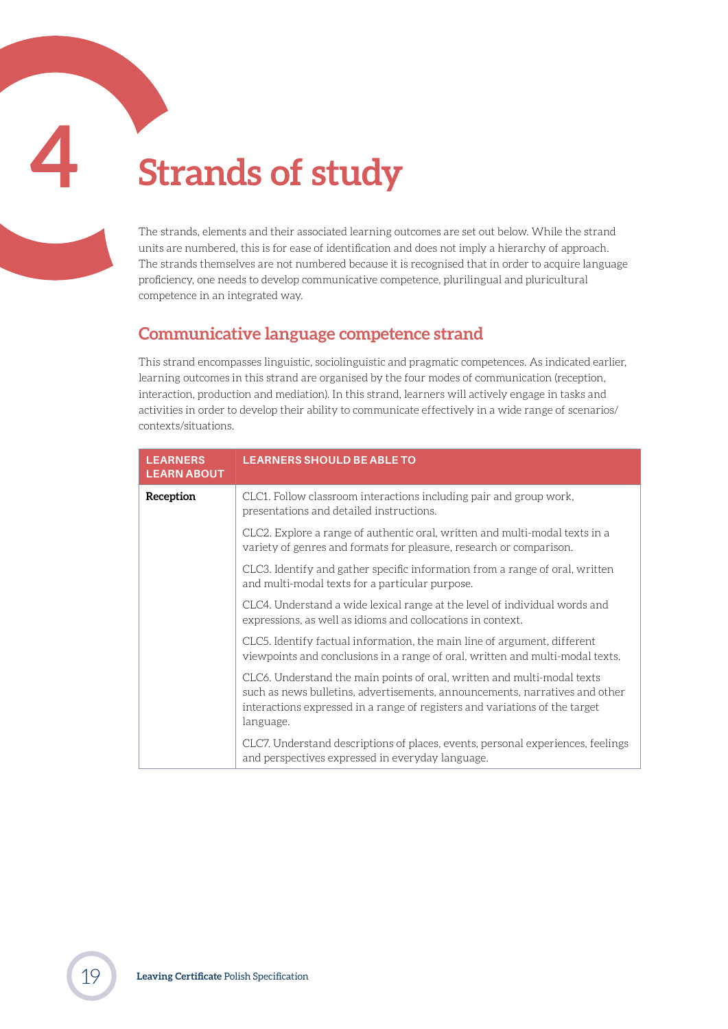# 4 Strands of study

The strands, elements and their associated learning outcomes are set out below. While the strand units are numbered, this is for ease of identification and does not imply a hierarchy of approach. The strands themselves are not numbered because it is recognised that in order to acquire language proficiency, one needs to develop communicative competence, plurilingual and pluricultural competence in an integrated way.

## Communicative language competence strand

This strand encompasses linguistic, sociolinguistic and pragmatic competences. As indicated earlier, learning outcomes in this strand are organised by the four modes of communication (reception, interaction, production and mediation). In this strand, learners will actively engage in tasks and activities in order to develop their ability to communicate effectively in a wide range of scenarios/ contexts/situations.

| LEARNERS LEARN ABOUT | LEARNERS SHOULD BE ABLE TO |
|---|---|
| **Reception** | CLC1. Follow classroom interactions including pair and group work, presentations and detailed instructions. |
| | CLC2. Explore a range of authentic oral, written and multi-modal texts in a variety of genres and formats for pleasure, research or comparison. |
| | CLC3. Identify and gather specific information from a range of oral, written and multi-modal texts for a particular purpose. |
| | CLC4. Understand a wide lexical range at the level of individual words and expressions, as well as idioms and collocations in context. |
| | CLC5. Identify factual information, the main line of argument, different viewpoints and conclusions in a range of oral, written and multi-modal texts. |
| | CLC6. Understand the main points of oral, written and multi-modal texts such as news bulletins, advertisements, announcements, narratives and other interactions expressed in a range of registers and variations of the target language. |
| | CLC7. Understand descriptions of places, events, personal experiences, feelings and perspectives expressed in everyday language. |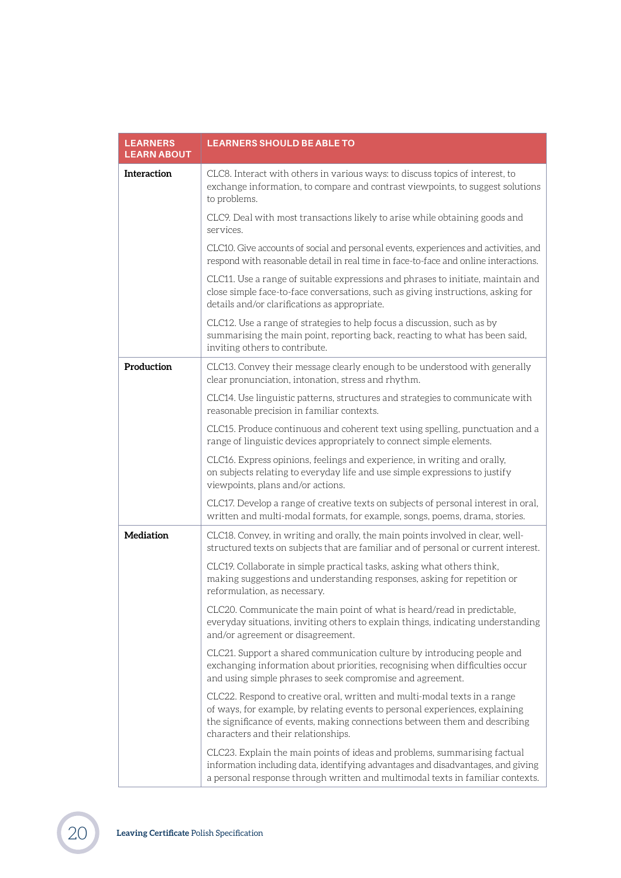| LEARNERS LEARN ABOUT | LEARNERS SHOULD BE ABLE TO |
|---|---|
| **Interaction** | CLC8. Interact with others in various ways: to discuss topics of interest, to exchange information, to compare and contrast viewpoints, to suggest solutions to problems. |
| | CLC9. Deal with most transactions likely to arise while obtaining goods and services. |
| | CLC10. Give accounts of social and personal events, experiences and activities, and respond with reasonable detail in real time in face-to-face and online interactions. |
| | CLC11. Use a range of suitable expressions and phrases to initiate, maintain and close simple face-to-face conversations, such as giving instructions, asking for details and/or clarifications as appropriate. |
| | CLC12. Use a range of strategies to help focus a discussion, such as by summarising the main point, reporting back, reacting to what has been said, inviting others to contribute. |
| **Production** | CLC13. Convey their message clearly enough to be understood with generally clear pronunciation, intonation, stress and rhythm. |
| | CLC14. Use linguistic patterns, structures and strategies to communicate with reasonable precision in familiar contexts. |
| | CLC15. Produce continuous and coherent text using spelling, punctuation and a range of linguistic devices appropriately to connect simple elements. |
| | CLC16. Express opinions, feelings and experience, in writing and orally, on subjects relating to everyday life and use simple expressions to justify viewpoints, plans and/or actions. |
| | CLC17. Develop a range of creative texts on subjects of personal interest in oral, written and multi-modal formats, for example, songs, poems, drama, stories. |
| **Mediation** | CLC18. Convey, in writing and orally, the main points involved in clear, well-structured texts on subjects that are familiar and of personal or current interest. |
| | CLC19. Collaborate in simple practical tasks, asking what others think, making suggestions and understanding responses, asking for repetition or reformulation, as necessary. |
| | CLC20. Communicate the main point of what is heard/read in predictable, everyday situations, inviting others to explain things, indicating understanding and/or agreement or disagreement. |
| | CLC21. Support a shared communication culture by introducing people and exchanging information about priorities, recognising when difficulties occur and using simple phrases to seek compromise and agreement. |
| | CLC22. Respond to creative oral, written and multi-modal texts in a range of ways, for example, by relating events to personal experiences, explaining the significance of events, making connections between them and describing characters and their relationships. |
| | CLC23. Explain the main points of ideas and problems, summarising factual information including data, identifying advantages and disadvantages, and giving a personal response through written and multimodal texts in familiar contexts. |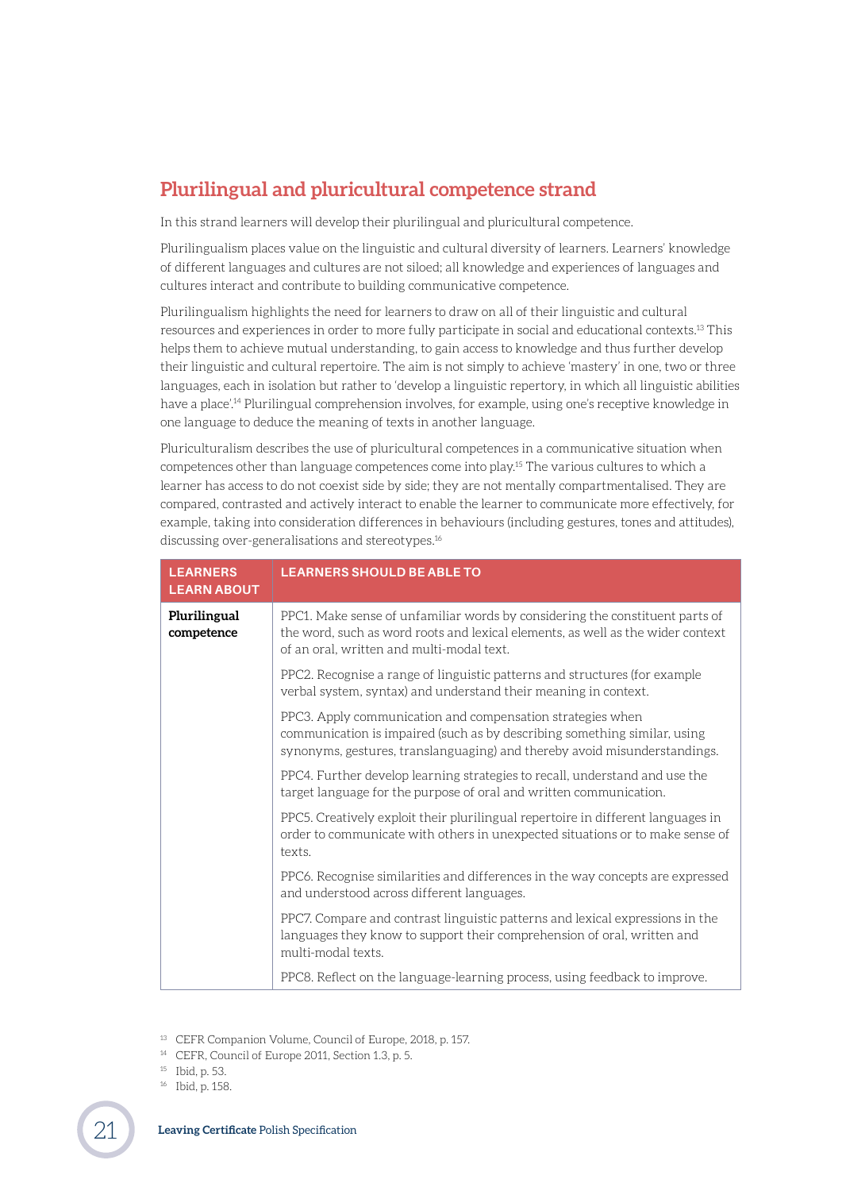## Plurilingual and pluricultural competence strand

In this strand learners will develop their plurilingual and pluricultural competence.

Plurilingualism places value on the linguistic and cultural diversity of learners. Learners' knowledge of different languages and cultures are not siloed; all knowledge and experiences of languages and cultures interact and contribute to building communicative competence.

Plurilingualism highlights the need for learners to draw on all of their linguistic and cultural resources and experiences in order to more fully participate in social and educational contexts.[13] This helps them to achieve mutual understanding, to gain access to knowledge and thus further develop their linguistic and cultural repertoire. The aim is not simply to achieve 'mastery' in one, two or three languages, each in isolation but rather to 'develop a linguistic repertory, in which all linguistic abilities have a place'.[14] Plurilingual comprehension involves, for example, using one's receptive knowledge in one language to deduce the meaning of texts in another language.

Pluriculturalism describes the use of pluricultural competences in a communicative situation when competences other than language competences come into play.[15] The various cultures to which a learner has access to do not coexist side by side; they are not mentally compartmentalised. They are compared, contrasted and actively interact to enable the learner to communicate more effectively, for example, taking into consideration differences in behaviours (including gestures, tones and attitudes), discussing over-generalisations and stereotypes.[16]

| LEARNERS LEARN ABOUT | LEARNERS SHOULD BE ABLE TO |
|---|---|
| **Plurilingual competence** | PPC1. Make sense of unfamiliar words by considering the constituent parts of the word, such as word roots and lexical elements, as well as the wider context of an oral, written and multi-modal text. |
| | PPC2. Recognise a range of linguistic patterns and structures (for example verbal system, syntax) and understand their meaning in context. |
| | PPC3. Apply communication and compensation strategies when communication is impaired (such as by describing something similar, using synonyms, gestures, translanguaging) and thereby avoid misunderstandings. |
| | PPC4. Further develop learning strategies to recall, understand and use the target language for the purpose of oral and written communication. |
| | PPC5. Creatively exploit their plurilingual repertoire in different languages in order to communicate with others in unexpected situations or to make sense of texts. |
| | PPC6. Recognise similarities and differences in the way concepts are expressed and understood across different languages. |
| | PPC7. Compare and contrast linguistic patterns and lexical expressions in the languages they know to support their comprehension of oral, written and multi-modal texts. |
| | PPC8. Reflect on the language-learning process, using feedback to improve. |

[13] CEFR Companion Volume, Council of Europe, 2018, p. 157.
[14] CEFR, Council of Europe 2011, Section 1.3, p. 5.
[15] Ibid, p. 53.
[16] Ibid, p. 158.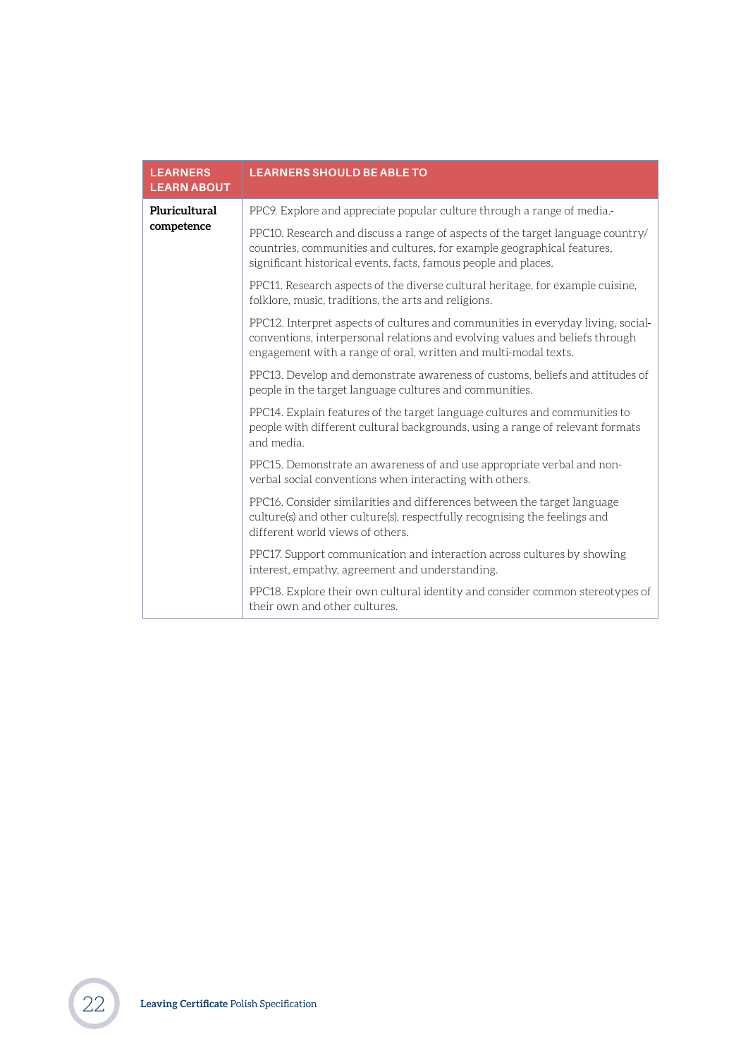| LEARNERS LEARN ABOUT | LEARNERS SHOULD BE ABLE TO |
|---|---|
| **Pluricultural competence** | PPC9. Explore and appreciate popular culture through a range of media.- |
| | PPC10. Research and discuss a range of aspects of the target language country/ countries, communities and cultures, for example geographical features, significant historical events, facts, famous people and places. |
| | PPC11. Research aspects of the diverse cultural heritage, for example cuisine, folklore, music, traditions, the arts and religions. |
| | PPC12. Interpret aspects of cultures and communities in everyday living, social-conventions, interpersonal relations and evolving values and beliefs through engagement with a range of oral, written and multi-modal texts. |
| | PPC13. Develop and demonstrate awareness of customs, beliefs and attitudes of people in the target language cultures and communities. |
| | PPC14. Explain features of the target language cultures and communities to people with different cultural backgrounds, using a range of relevant formats and media. |
| | PPC15. Demonstrate an awareness of and use appropriate verbal and non-verbal social conventions when interacting with others. |
| | PPC16. Consider similarities and differences between the target language culture(s) and other culture(s), respectfully recognising the feelings and different world views of others. |
| | PPC17. Support communication and interaction across cultures by showing interest, empathy, agreement and understanding. |
| | PPC18. Explore their own cultural identity and consider common stereotypes of their own and other cultures. |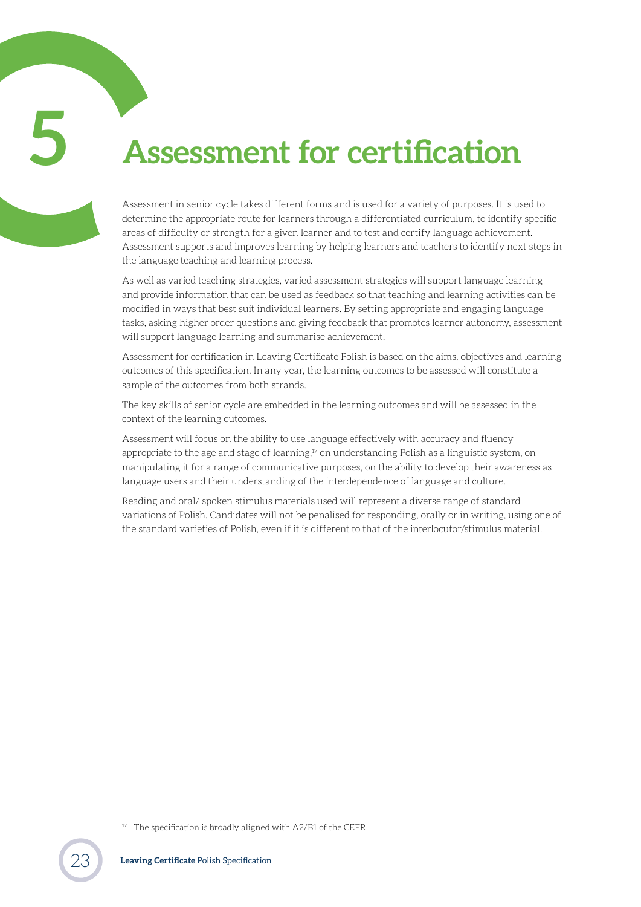# 5 Assessment for certification

Assessment in senior cycle takes different forms and is used for a variety of purposes. It is used to determine the appropriate route for learners through a differentiated curriculum, to identify specific areas of difficulty or strength for a given learner and to test and certify language achievement. Assessment supports and improves learning by helping learners and teachers to identify next steps in the language teaching and learning process.

As well as varied teaching strategies, varied assessment strategies will support language learning and provide information that can be used as feedback so that teaching and learning activities can be modified in ways that best suit individual learners. By setting appropriate and engaging language tasks, asking higher order questions and giving feedback that promotes learner autonomy, assessment will support language learning and summarise achievement.

Assessment for certification in Leaving Certificate Polish is based on the aims, objectives and learning outcomes of this specification. In any year, the learning outcomes to be assessed will constitute a sample of the outcomes from both strands.

The key skills of senior cycle are embedded in the learning outcomes and will be assessed in the context of the learning outcomes.

Assessment will focus on the ability to use language effectively with accuracy and fluency appropriate to the age and stage of learning,[17] on understanding Polish as a linguistic system, on manipulating it for a range of communicative purposes, on the ability to develop their awareness as language users and their understanding of the interdependence of language and culture.

Reading and oral/ spoken stimulus materials used will represent a diverse range of standard variations of Polish. Candidates will not be penalised for responding, orally or in writing, using one of the standard varieties of Polish, even if it is different to that of the interlocutor/stimulus material.

[17] The specification is broadly aligned with A2/B1 of the CEFR.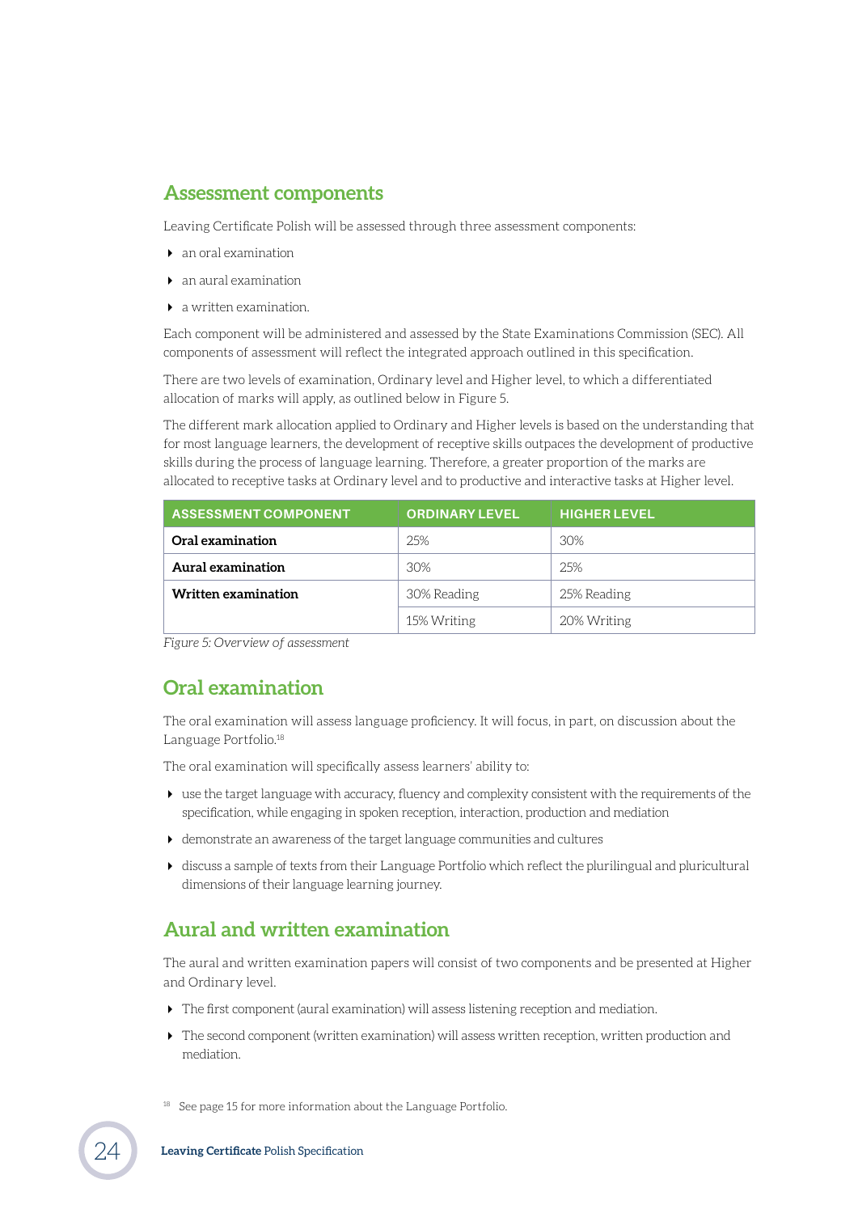## Assessment components

Leaving Certificate Polish will be assessed through three assessment components:

- an oral examination
- an aural examination
- a written examination.

Each component will be administered and assessed by the State Examinations Commission (SEC). All components of assessment will reflect the integrated approach outlined in this specification.

There are two levels of examination, Ordinary level and Higher level, to which a differentiated allocation of marks will apply, as outlined below in Figure 5.

The different mark allocation applied to Ordinary and Higher levels is based on the understanding that for most language learners, the development of receptive skills outpaces the development of productive skills during the process of language learning. Therefore, a greater proportion of the marks are allocated to receptive tasks at Ordinary level and to productive and interactive tasks at Higher level.

| ASSESSMENT COMPONENT | ORDINARY LEVEL | HIGHER LEVEL |
|---|---|---|
| **Oral examination** | 25% | 30% |
| **Aural examination** | 30% | 25% |
| **Written examination** | 30% Reading | 25% Reading |
| | 15% Writing | 20% Writing |

*Figure 5: Overview of assessment*

## Oral examination

The oral examination will assess language proficiency. It will focus, in part, on discussion about the Language Portfolio.[18]

The oral examination will specifically assess learners' ability to:

- use the target language with accuracy, fluency and complexity consistent with the requirements of the specification, while engaging in spoken reception, interaction, production and mediation
- demonstrate an awareness of the target language communities and cultures
- discuss a sample of texts from their Language Portfolio which reflect the plurilingual and pluricultural dimensions of their language learning journey.

## Aural and written examination

The aural and written examination papers will consist of two components and be presented at Higher and Ordinary level.

- The first component (aural examination) will assess listening reception and mediation.
- The second component (written examination) will assess written reception, written production and mediation.

[18] See page 15 for more information about the Language Portfolio.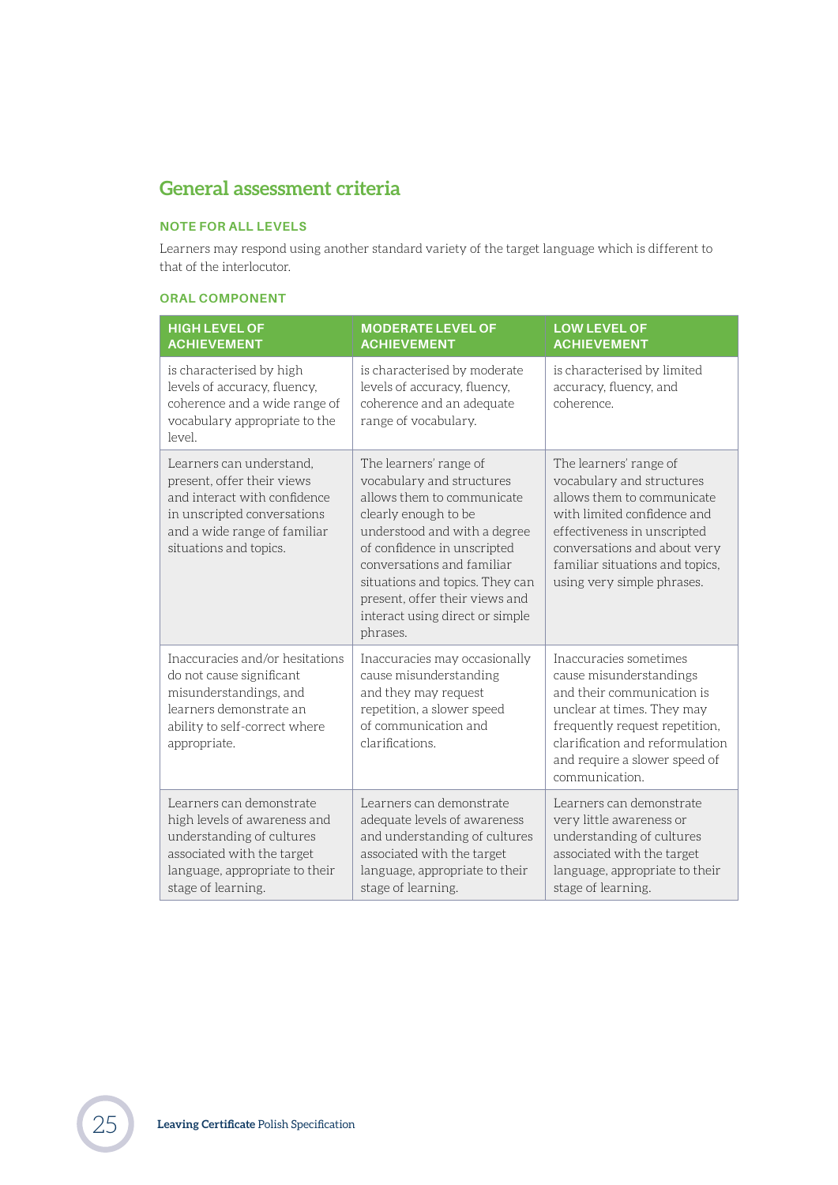## General assessment criteria

### NOTE FOR ALL LEVELS

Learners may respond using another standard variety of the target language which is different to that of the interlocutor.

### ORAL COMPONENT

| HIGH LEVEL OF ACHIEVEMENT | MODERATE LEVEL OF ACHIEVEMENT | LOW LEVEL OF ACHIEVEMENT |
|---|---|---|
| is characterised by high levels of accuracy, fluency, coherence and a wide range of vocabulary appropriate to the level. | is characterised by moderate levels of accuracy, fluency, coherence and an adequate range of vocabulary. | is characterised by limited accuracy, fluency, and coherence. |
| Learners can understand, present, offer their views and interact with confidence in unscripted conversations and a wide range of familiar situations and topics. | The learners' range of vocabulary and structures allows them to communicate clearly enough to be understood and with a degree of confidence in unscripted conversations and familiar situations and topics. They can present, offer their views and interact using direct or simple phrases. | The learners' range of vocabulary and structures allows them to communicate with limited confidence and effectiveness in unscripted conversations and about very familiar situations and topics, using very simple phrases. |
| Inaccuracies and/or hesitations do not cause significant misunderstandings, and learners demonstrate an ability to self-correct where appropriate. | Inaccuracies may occasionally cause misunderstanding and they may request repetition, a slower speed of communication and clarifications. | Inaccuracies sometimes cause misunderstandings and their communication is unclear at times. They may frequently request repetition, clarification and reformulation and require a slower speed of communication. |
| Learners can demonstrate high levels of awareness and understanding of cultures associated with the target language, appropriate to their stage of learning. | Learners can demonstrate adequate levels of awareness and understanding of cultures associated with the target language, appropriate to their stage of learning. | Learners can demonstrate very little awareness or understanding of cultures associated with the target language, appropriate to their stage of learning. |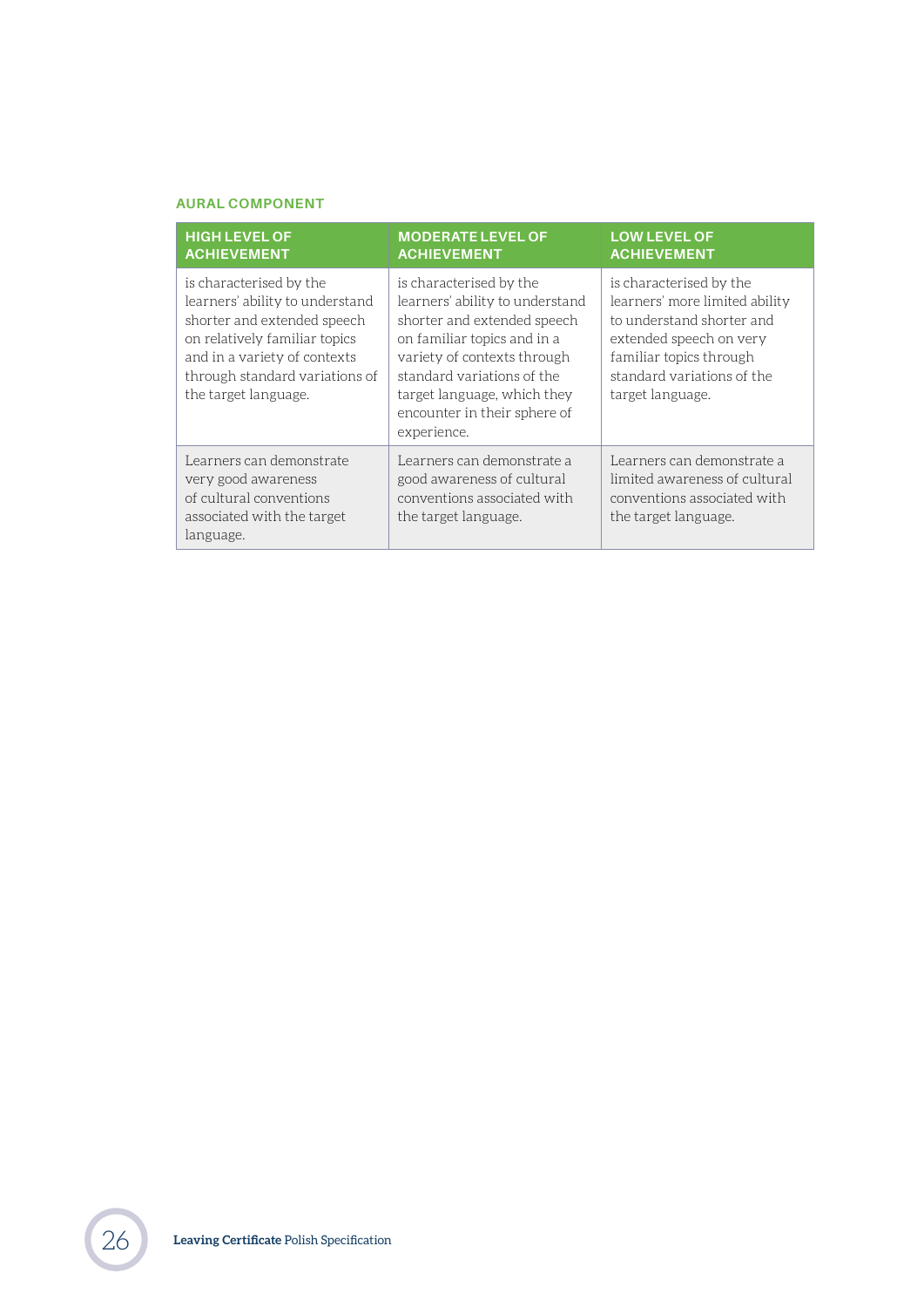#### AURAL COMPONENT

| HIGH LEVEL OF ACHIEVEMENT | MODERATE LEVEL OF ACHIEVEMENT | LOW LEVEL OF ACHIEVEMENT |
|---|---|---|
| is characterised by the learners' ability to understand shorter and extended speech on relatively familiar topics and in a variety of contexts through standard variations of the target language. | is characterised by the learners' ability to understand shorter and extended speech on familiar topics and in a variety of contexts through standard variations of the target language, which they encounter in their sphere of experience. | is characterised by the learners' more limited ability to understand shorter and extended speech on very familiar topics through standard variations of the target language. |
| Learners can demonstrate very good awareness of cultural conventions associated with the target language. | Learners can demonstrate a good awareness of cultural conventions associated with the target language. | Learners can demonstrate a limited awareness of cultural conventions associated with the target language. |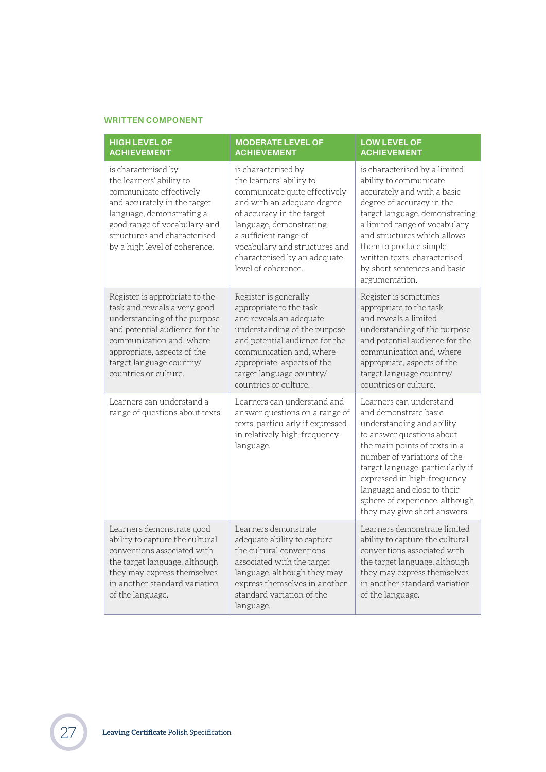### WRITTEN COMPONENT

| HIGH LEVEL OF ACHIEVEMENT | MODERATE LEVEL OF ACHIEVEMENT | LOW LEVEL OF ACHIEVEMENT |
|---|---|---|
| is characterised by the learners' ability to communicate effectively and accurately in the target language, demonstrating a good range of vocabulary and structures and characterised by a high level of coherence. | is characterised by the learners' ability to communicate quite effectively and with an adequate degree of accuracy in the target language, demonstrating a sufficient range of vocabulary and structures and characterised by an adequate level of coherence. | is characterised by a limited ability to communicate accurately and with a basic degree of accuracy in the target language, demonstrating a limited range of vocabulary and structures which allows them to produce simple written texts, characterised by short sentences and basic argumentation. |
| Register is appropriate to the task and reveals a very good understanding of the purpose and potential audience for the communication and, where appropriate, aspects of the target language country/ countries or culture. | Register is generally appropriate to the task and reveals an adequate understanding of the purpose and potential audience for the communication and, where appropriate, aspects of the target language country/ countries or culture. | Register is sometimes appropriate to the task and reveals a limited understanding of the purpose and potential audience for the communication and, where appropriate, aspects of the target language country/ countries or culture. |
| Learners can understand a range of questions about texts. | Learners can understand and answer questions on a range of texts, particularly if expressed in relatively high-frequency language. | Learners can understand and demonstrate basic understanding and ability to answer questions about the main points of texts in a number of variations of the target language, particularly if expressed in high-frequency language and close to their sphere of experience, although they may give short answers. |
| Learners demonstrate good ability to capture the cultural conventions associated with the target language, although they may express themselves in another standard variation of the language. | Learners demonstrate adequate ability to capture the cultural conventions associated with the target language, although they may express themselves in another standard variation of the language. | Learners demonstrate limited ability to capture the cultural conventions associated with the target language, although they may express themselves in another standard variation of the language. |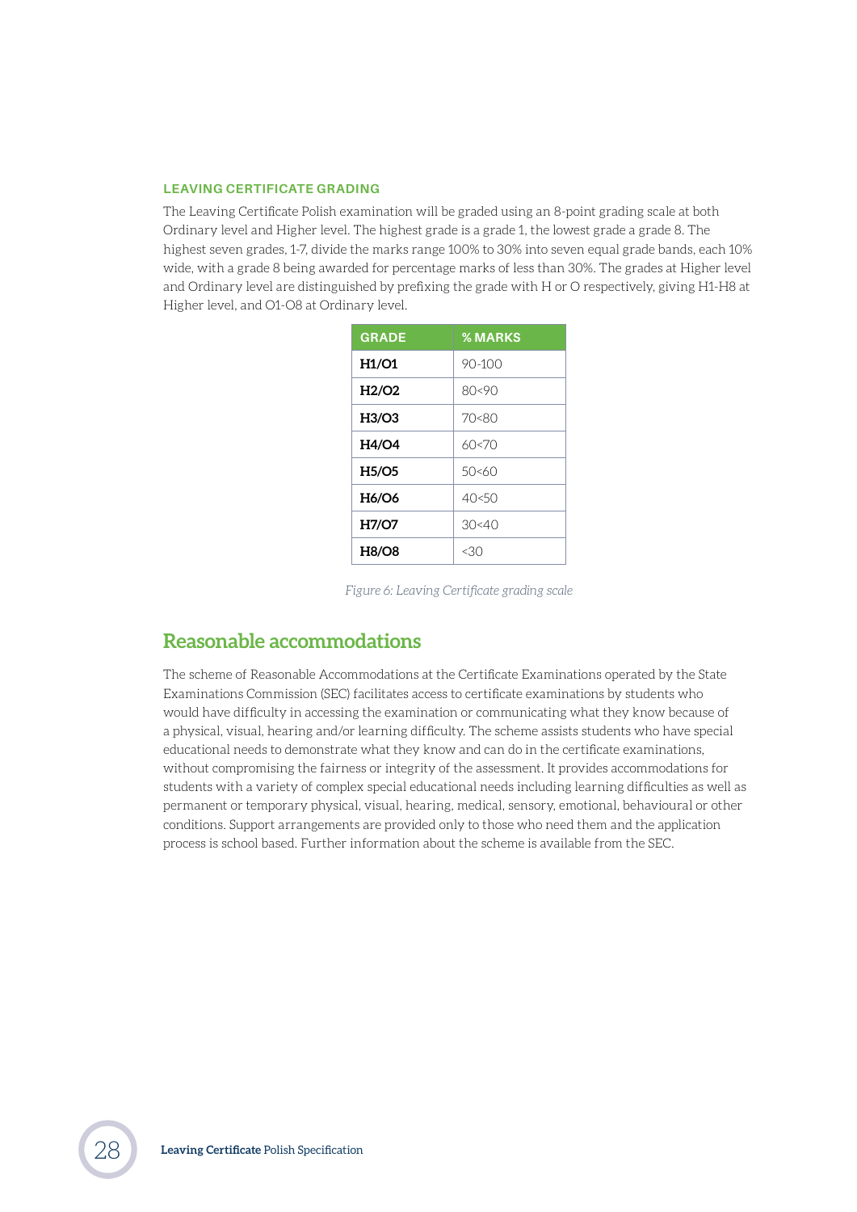### LEAVING CERTIFICATE GRADING

The Leaving Certificate Polish examination will be graded using an 8-point grading scale at both Ordinary level and Higher level. The highest grade is a grade 1, the lowest grade a grade 8. The highest seven grades, 1-7, divide the marks range 100% to 30% into seven equal grade bands, each 10% wide, with a grade 8 being awarded for percentage marks of less than 30%. The grades at Higher level and Ordinary level are distinguished by prefixing the grade with H or O respectively, giving H1-H8 at Higher level, and O1-O8 at Ordinary level.

| GRADE | % MARKS |
|---|---|
| **H1/O1** | 90-100 |
| **H2/O2** | 80<90 |
| **H3/O3** | 70<80 |
| **H4/O4** | 60<70 |
| **H5/O5** | 50<60 |
| **H6/O6** | 40<50 |
| **H7/O7** | 30<40 |
| **H8/O8** | <30 |

*Figure 6: Leaving Certificate grading scale*

## Reasonable accommodations

The scheme of Reasonable Accommodations at the Certificate Examinations operated by the State Examinations Commission (SEC) facilitates access to certificate examinations by students who would have difficulty in accessing the examination or communicating what they know because of a physical, visual, hearing and/or learning difficulty. The scheme assists students who have special educational needs to demonstrate what they know and can do in the certificate examinations, without compromising the fairness or integrity of the assessment. It provides accommodations for students with a variety of complex special educational needs including learning difficulties as well as permanent or temporary physical, visual, hearing, medical, sensory, emotional, behavioural or other conditions. Support arrangements are provided only to those who need them and the application process is school based. Further information about the scheme is available from the SEC.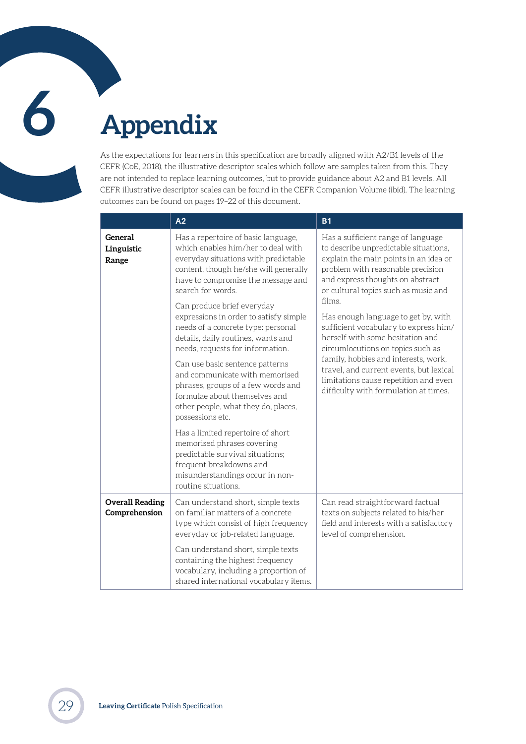# 6 Appendix

As the expectations for learners in this specification are broadly aligned with A2/B1 levels of the CEFR (CoE, 2018), the illustrative descriptor scales which follow are samples taken from this. They are not intended to replace learning outcomes, but to provide guidance about A2 and B1 levels. All CEFR illustrative descriptor scales can be found in the CEFR Companion Volume (ibid). The learning outcomes can be found on pages 19–22 of this document.

| | A2 | B1 |
|---|---|---|
| **General Linguistic Range** | Has a repertoire of basic language, which enables him/her to deal with everyday situations with predictable content, though he/she will generally have to compromise the message and search for words.<br><br>Can produce brief everyday expressions in order to satisfy simple needs of a concrete type: personal details, daily routines, wants and needs, requests for information.<br><br>Can use basic sentence patterns and communicate with memorised phrases, groups of a few words and formulae about themselves and other people, what they do, places, possessions etc.<br><br>Has a limited repertoire of short memorised phrases covering predictable survival situations; frequent breakdowns and misunderstandings occur in non-routine situations. | Has a sufficient range of language to describe unpredictable situations, explain the main points in an idea or problem with reasonable precision and express thoughts on abstract or cultural topics such as music and films.<br><br>Has enough language to get by, with sufficient vocabulary to express him/herself with some hesitation and circumlocutions on topics such as family, hobbies and interests, work, travel, and current events, but lexical limitations cause repetition and even difficulty with formulation at times. |
| **Overall Reading Comprehension** | Can understand short, simple texts on familiar matters of a concrete type which consist of high frequency everyday or job-related language.<br><br>Can understand short, simple texts containing the highest frequency vocabulary, including a proportion of shared international vocabulary items. | Can read straightforward factual texts on subjects related to his/her field and interests with a satisfactory level of comprehension. |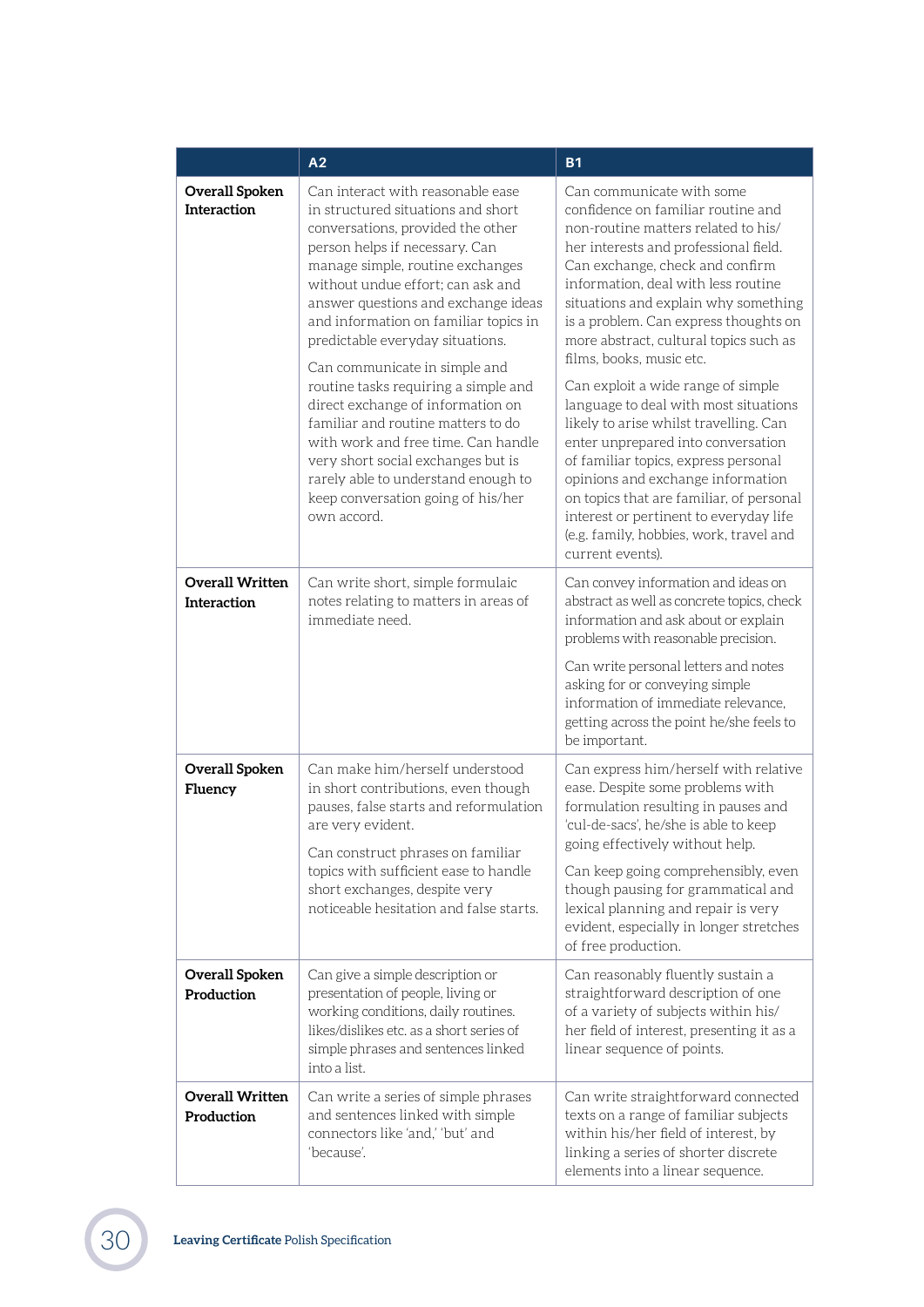| | A2 | B1 |
|---|---|---|
| **Overall Spoken Interaction** | Can interact with reasonable ease in structured situations and short conversations, provided the other person helps if necessary. Can manage simple, routine exchanges without undue effort; can ask and answer questions and exchange ideas and information on familiar topics in predictable everyday situations.<br><br>Can communicate in simple and routine tasks requiring a simple and direct exchange of information on familiar and routine matters to do with work and free time. Can handle very short social exchanges but is rarely able to understand enough to keep conversation going of his/her own accord. | Can communicate with some confidence on familiar routine and non-routine matters related to his/her interests and professional field. Can exchange, check and confirm information, deal with less routine situations and explain why something is a problem. Can express thoughts on more abstract, cultural topics such as films, books, music etc.<br><br>Can exploit a wide range of simple language to deal with most situations likely to arise whilst travelling. Can enter unprepared into conversation of familiar topics, express personal opinions and exchange information on topics that are familiar, of personal interest or pertinent to everyday life (e.g. family, hobbies, work, travel and current events). |
| **Overall Written Interaction** | Can write short, simple formulaic notes relating to matters in areas of immediate need. | Can convey information and ideas on abstract as well as concrete topics, check information and ask about or explain problems with reasonable precision.<br><br>Can write personal letters and notes asking for or conveying simple information of immediate relevance, getting across the point he/she feels to be important. |
| **Overall Spoken Fluency** | Can make him/herself understood in short contributions, even though pauses, false starts and reformulation are very evident.<br><br>Can construct phrases on familiar topics with sufficient ease to handle short exchanges, despite very noticeable hesitation and false starts. | Can express him/herself with relative ease. Despite some problems with formulation resulting in pauses and 'cul-de-sacs', he/she is able to keep going effectively without help.<br><br>Can keep going comprehensibly, even though pausing for grammatical and lexical planning and repair is very evident, especially in longer stretches of free production. |
| **Overall Spoken Production** | Can give a simple description or presentation of people, living or working conditions, daily routines. likes/dislikes etc. as a short series of simple phrases and sentences linked into a list. | Can reasonably fluently sustain a straightforward description of one of a variety of subjects within his/her field of interest, presenting it as a linear sequence of points. |
| **Overall Written Production** | Can write a series of simple phrases and sentences linked with simple connectors like 'and,' 'but' and 'because'. | Can write straightforward connected texts on a range of familiar subjects within his/her field of interest, by linking a series of shorter discrete elements into a linear sequence. |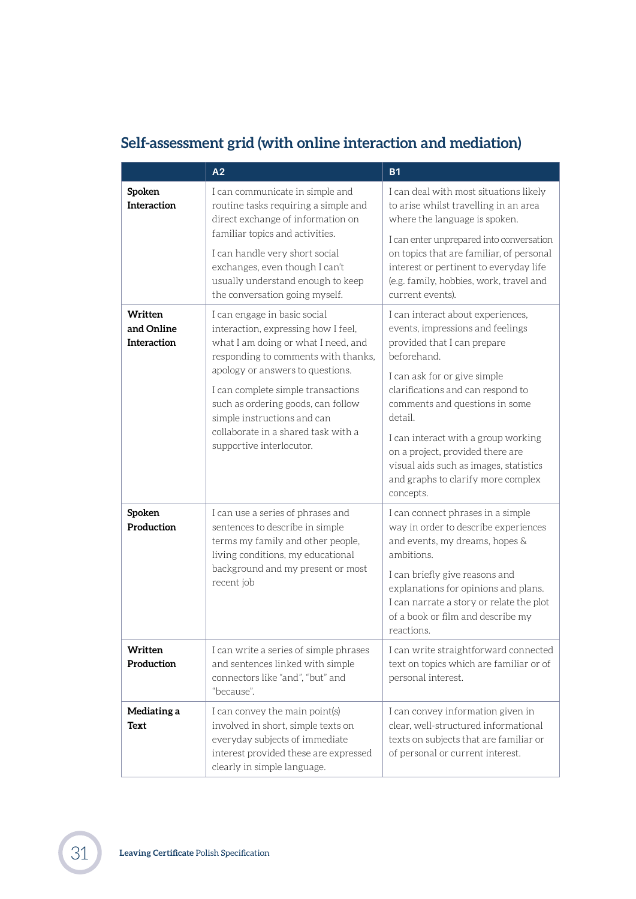## Self-assessment grid (with online interaction and mediation)

| | A2 | B1 |
|---|---|---|
| **Spoken Interaction** | I can communicate in simple and routine tasks requiring a simple and direct exchange of information on familiar topics and activities.<br><br>I can handle very short social exchanges, even though I can't usually understand enough to keep the conversation going myself. | I can deal with most situations likely to arise whilst travelling in an area where the language is spoken.<br><br>I can enter unprepared into conversation on topics that are familiar, of personal interest or pertinent to everyday life (e.g. family, hobbies, work, travel and current events). |
| **Written and Online Interaction** | I can engage in basic social interaction, expressing how I feel, what I am doing or what I need, and responding to comments with thanks, apology or answers to questions.<br><br>I can complete simple transactions such as ordering goods, can follow simple instructions and can collaborate in a shared task with a supportive interlocutor. | I can interact about experiences, events, impressions and feelings provided that I can prepare beforehand.<br><br>I can ask for or give simple clarifications and can respond to comments and questions in some detail.<br><br>I can interact with a group working on a project, provided there are visual aids such as images, statistics and graphs to clarify more complex concepts. |
| **Spoken Production** | I can use a series of phrases and sentences to describe in simple terms my family and other people, living conditions, my educational background and my present or most recent job | I can connect phrases in a simple way in order to describe experiences and events, my dreams, hopes & ambitions.<br><br>I can briefly give reasons and explanations for opinions and plans. I can narrate a story or relate the plot of a book or film and describe my reactions. |
| **Written Production** | I can write a series of simple phrases and sentences linked with simple connectors like "and", "but" and "because". | I can write straightforward connected text on topics which are familiar or of personal interest. |
| **Mediating a Text** | I can convey the main point(s) involved in short, simple texts on everyday subjects of immediate interest provided these are expressed clearly in simple language. | I can convey information given in clear, well-structured informational texts on subjects that are familiar or of personal or current interest. |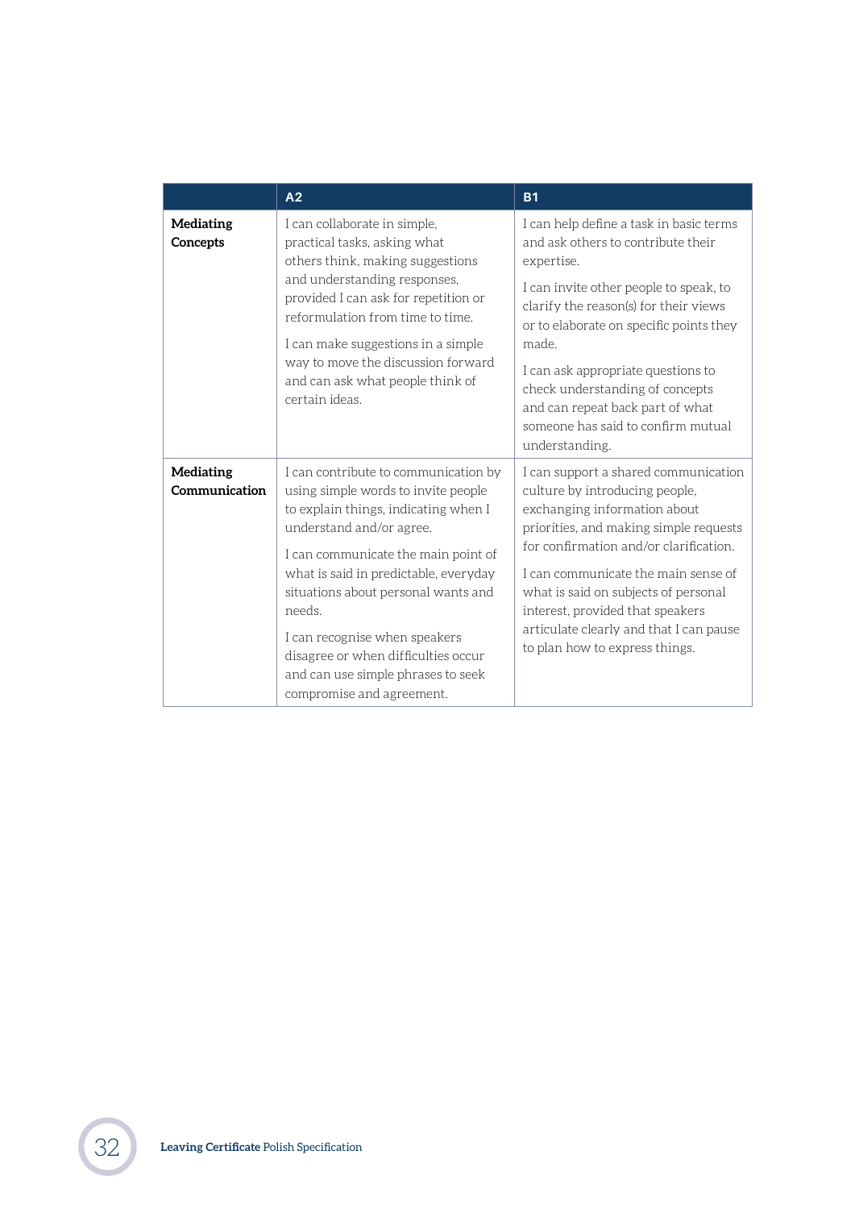| | A2 | B1 |
|---|---|---|
| **Mediating Concepts** | I can collaborate in simple, practical tasks, asking what others think, making suggestions and understanding responses, provided I can ask for repetition or reformulation from time to time.<br><br>I can make suggestions in a simple way to move the discussion forward and can ask what people think of certain ideas. | I can help define a task in basic terms and ask others to contribute their expertise.<br><br>I can invite other people to speak, to clarify the reason(s) for their views or to elaborate on specific points they made.<br><br>I can ask appropriate questions to check understanding of concepts and can repeat back part of what someone has said to confirm mutual understanding. |
| **Mediating Communication** | I can contribute to communication by using simple words to invite people to explain things, indicating when I understand and/or agree.<br><br>I can communicate the main point of what is said in predictable, everyday situations about personal wants and needs.<br><br>I can recognise when speakers disagree or when difficulties occur and can use simple phrases to seek compromise and agreement. | I can support a shared communication culture by introducing people, exchanging information about priorities, and making simple requests for confirmation and/or clarification.<br><br>I can communicate the main sense of what is said on subjects of personal interest, provided that speakers articulate clearly and that I can pause to plan how to express things. |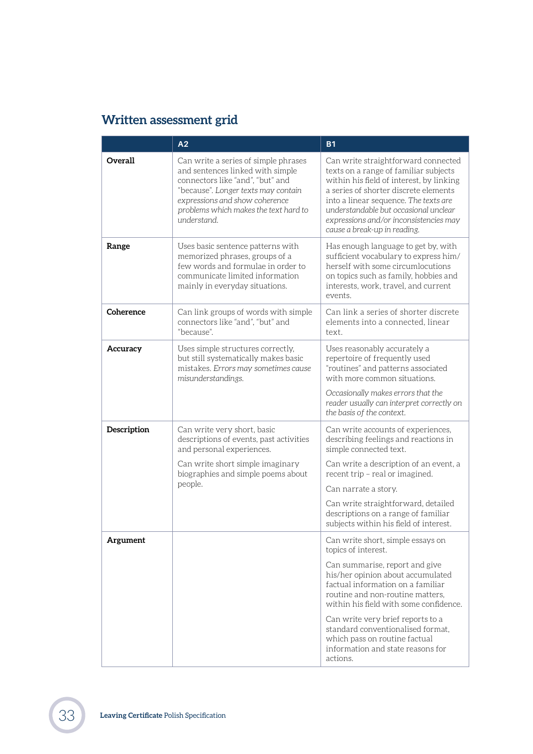## Written assessment grid

| | A2 | B1 |
|---|---|---|
| **Overall** | Can write a series of simple phrases and sentences linked with simple connectors like "and", "but" and "because". *Longer texts may contain expressions and show coherence problems which makes the text hard to understand.* | Can write straightforward connected texts on a range of familiar subjects within his field of interest, by linking a series of shorter discrete elements into a linear sequence. *The texts are understandable but occasional unclear expressions and/or inconsistencies may cause a break-up in reading.* |
| **Range** | Uses basic sentence patterns with memorized phrases, groups of a few words and formulae in order to communicate limited information mainly in everyday situations. | Has enough language to get by, with sufficient vocabulary to express him/herself with some circumlocutions on topics such as family, hobbies and interests, work, travel, and current events. |
| **Coherence** | Can link groups of words with simple connectors like "and", "but" and "because". | Can link a series of shorter discrete elements into a connected, linear text. |
| **Accuracy** | Uses simple structures correctly, but still systematically makes basic mistakes. *Errors may sometimes cause misunderstandings.* | Uses reasonably accurately a repertoire of frequently used "routines" and patterns associated with more common situations. *Occasionally makes errors that the reader usually can interpret correctly on the basis of the context.* |
| **Description** | Can write very short, basic descriptions of events, past activities and personal experiences. Can write short simple imaginary biographies and simple poems about people. | Can write accounts of experiences, describing feelings and reactions in simple connected text. Can write a description of an event, a recent trip – real or imagined. Can narrate a story. Can write straightforward, detailed descriptions on a range of familiar subjects within his field of interest. |
| **Argument** | | Can write short, simple essays on topics of interest. Can summarise, report and give his/her opinion about accumulated factual information on a familiar routine and non-routine matters, within his field with some confidence. Can write very brief reports to a standard conventionalised format, which pass on routine factual information and state reasons for actions. |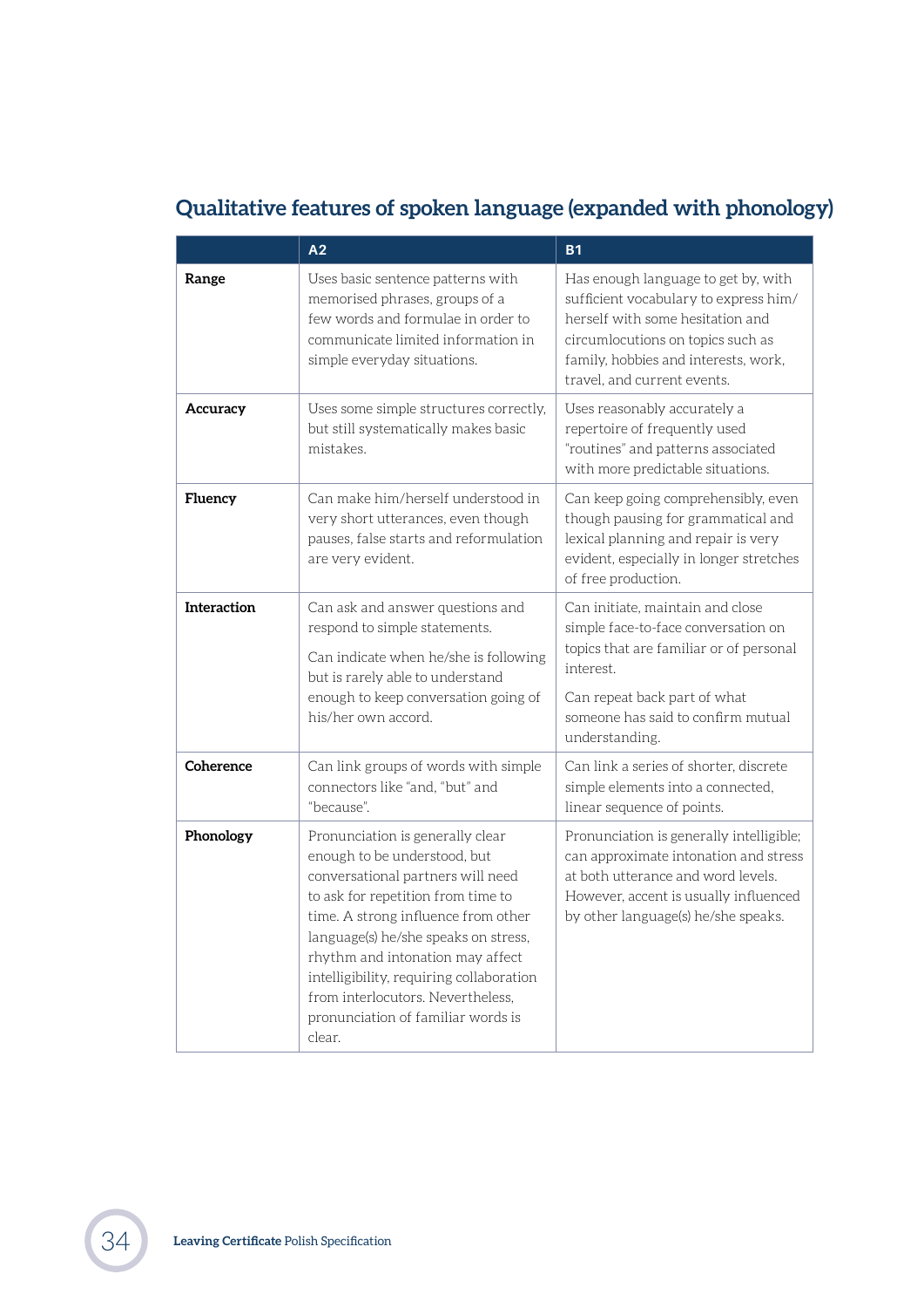## Qualitative features of spoken language (expanded with phonology)

| | A2 | B1 |
|---|---|---|
| **Range** | Uses basic sentence patterns with memorised phrases, groups of a few words and formulae in order to communicate limited information in simple everyday situations. | Has enough language to get by, with sufficient vocabulary to express him/herself with some hesitation and circumlocutions on topics such as family, hobbies and interests, work, travel, and current events. |
| **Accuracy** | Uses some simple structures correctly, but still systematically makes basic mistakes. | Uses reasonably accurately a repertoire of frequently used "routines" and patterns associated with more predictable situations. |
| **Fluency** | Can make him/herself understood in very short utterances, even though pauses, false starts and reformulation are very evident. | Can keep going comprehensibly, even though pausing for grammatical and lexical planning and repair is very evident, especially in longer stretches of free production. |
| **Interaction** | Can ask and answer questions and respond to simple statements.<br><br>Can indicate when he/she is following but is rarely able to understand enough to keep conversation going of his/her own accord. | Can initiate, maintain and close simple face-to-face conversation on topics that are familiar or of personal interest.<br><br>Can repeat back part of what someone has said to confirm mutual understanding. |
| **Coherence** | Can link groups of words with simple connectors like "and, "but" and "because". | Can link a series of shorter, discrete simple elements into a connected, linear sequence of points. |
| **Phonology** | Pronunciation is generally clear enough to be understood, but conversational partners will need to ask for repetition from time to time. A strong influence from other language(s) he/she speaks on stress, rhythm and intonation may affect intelligibility, requiring collaboration from interlocutors. Nevertheless, pronunciation of familiar words is clear. | Pronunciation is generally intelligible; can approximate intonation and stress at both utterance and word levels. However, accent is usually influenced by other language(s) he/she speaks. |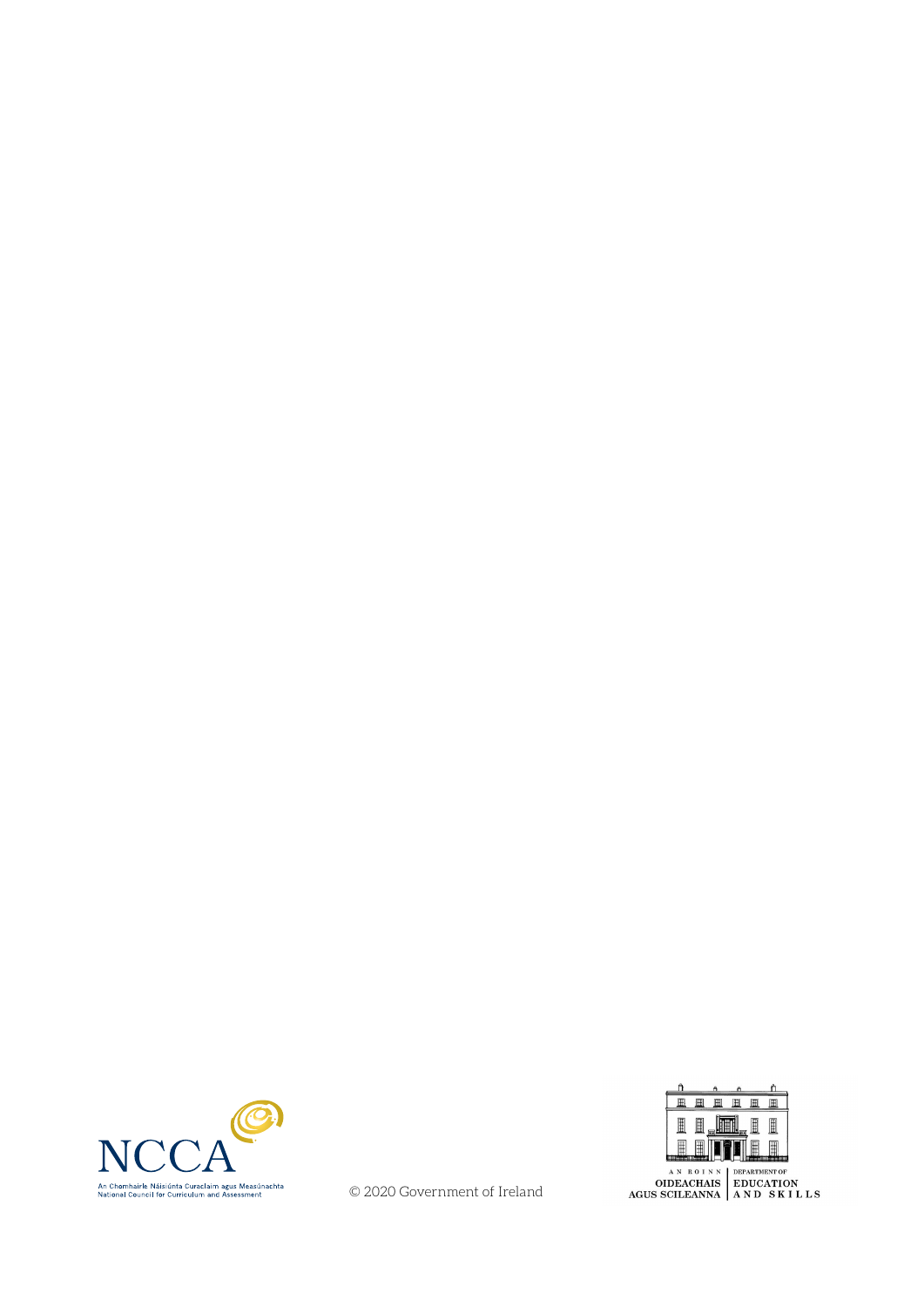NCCA

An Chomhairle Náisiúnta Curaclaim agus Measúnachta
National Council for Curriculum and Assessment

© 2020 Government of Ireland

AN ROINN OIDEACHAIS AGUS SCILEANNA | DEPARTMENT OF EDUCATION AND SKILLS